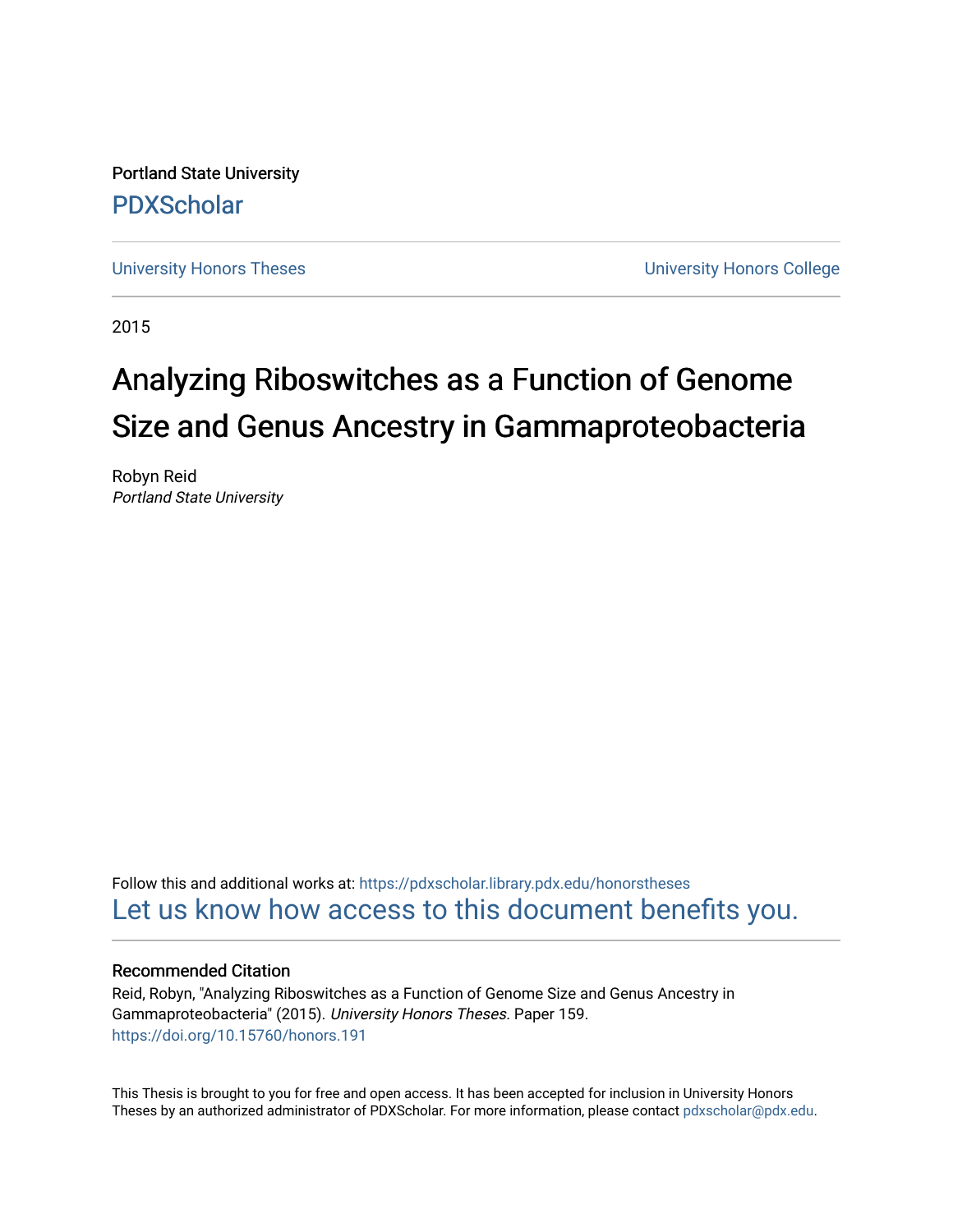Portland State University

PDXScholar

University Honors Theses

University Honors College

2015

# Analyzing Riboswitches as a Function of Genome Size and Genus Ancestry in Gammaproteobacteria

Robyn Reid
*Portland State University*

Follow this and additional works at: https://pdxscholar.library.pdx.edu/honorstheses

Let us know how access to this document benefits you.

### Recommended Citation

Reid, Robyn, "Analyzing Riboswitches as a Function of Genome Size and Genus Ancestry in Gammaproteobacteria" (2015). *University Honors Theses.* Paper 159.
https://doi.org/10.15760/honors.191

This Thesis is brought to you for free and open access. It has been accepted for inclusion in University Honors Theses by an authorized administrator of PDXScholar. For more information, please contact pdxscholar@pdx.edu.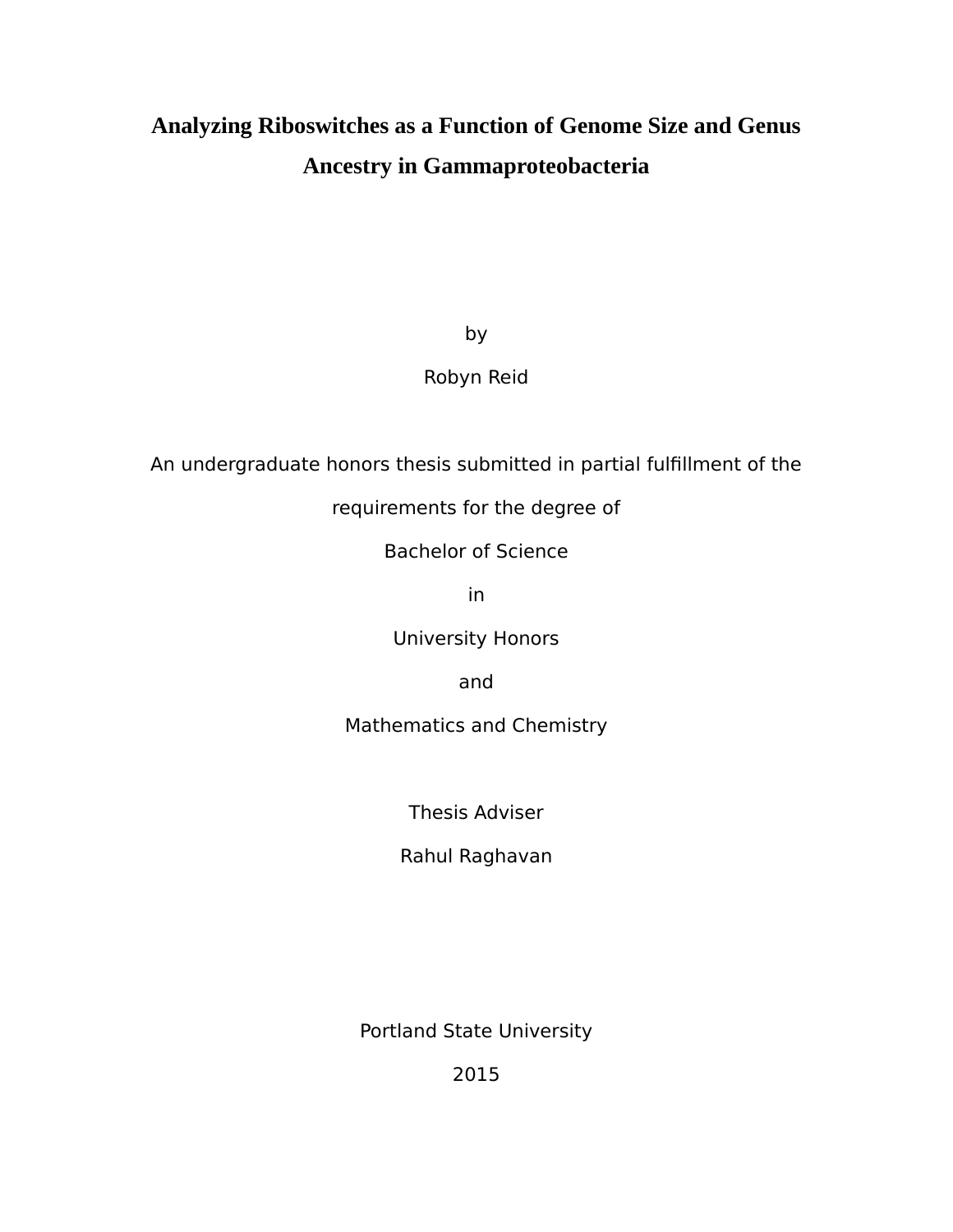# Analyzing Riboswitches as a Function of Genome Size and Genus Ancestry in Gammaproteobacteria

by

Robyn Reid

An undergraduate honors thesis submitted in partial fulfillment of the requirements for the degree of

Bachelor of Science

in

University Honors

and

Mathematics and Chemistry

Thesis Adviser

Rahul Raghavan

Portland State University

2015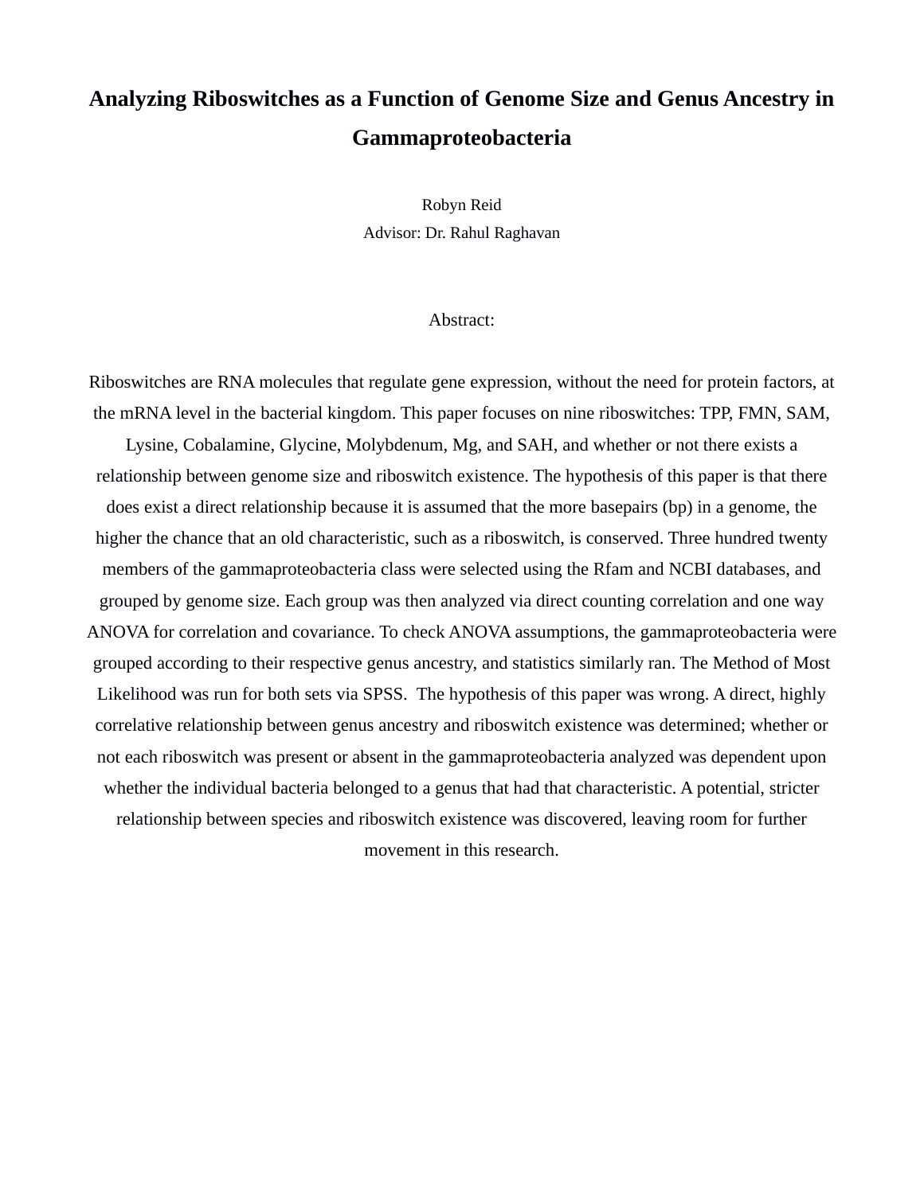# Analyzing Riboswitches as a Function of Genome Size and Genus Ancestry in Gammaproteobacteria

Robyn Reid

Advisor: Dr. Rahul Raghavan

Abstract:

Riboswitches are RNA molecules that regulate gene expression, without the need for protein factors, at the mRNA level in the bacterial kingdom. This paper focuses on nine riboswitches: TPP, FMN, SAM, Lysine, Cobalamine, Glycine, Molybdenum, Mg, and SAH, and whether or not there exists a relationship between genome size and riboswitch existence. The hypothesis of this paper is that there does exist a direct relationship because it is assumed that the more basepairs (bp) in a genome, the higher the chance that an old characteristic, such as a riboswitch, is conserved. Three hundred twenty members of the gammaproteobacteria class were selected using the Rfam and NCBI databases, and grouped by genome size. Each group was then analyzed via direct counting correlation and one way ANOVA for correlation and covariance. To check ANOVA assumptions, the gammaproteobacteria were grouped according to their respective genus ancestry, and statistics similarly ran. The Method of Most Likelihood was run for both sets via SPSS. The hypothesis of this paper was wrong. A direct, highly correlative relationship between genus ancestry and riboswitch existence was determined; whether or not each riboswitch was present or absent in the gammaproteobacteria analyzed was dependent upon whether the individual bacteria belonged to a genus that had that characteristic. A potential, stricter relationship between species and riboswitch existence was discovered, leaving room for further movement in this research.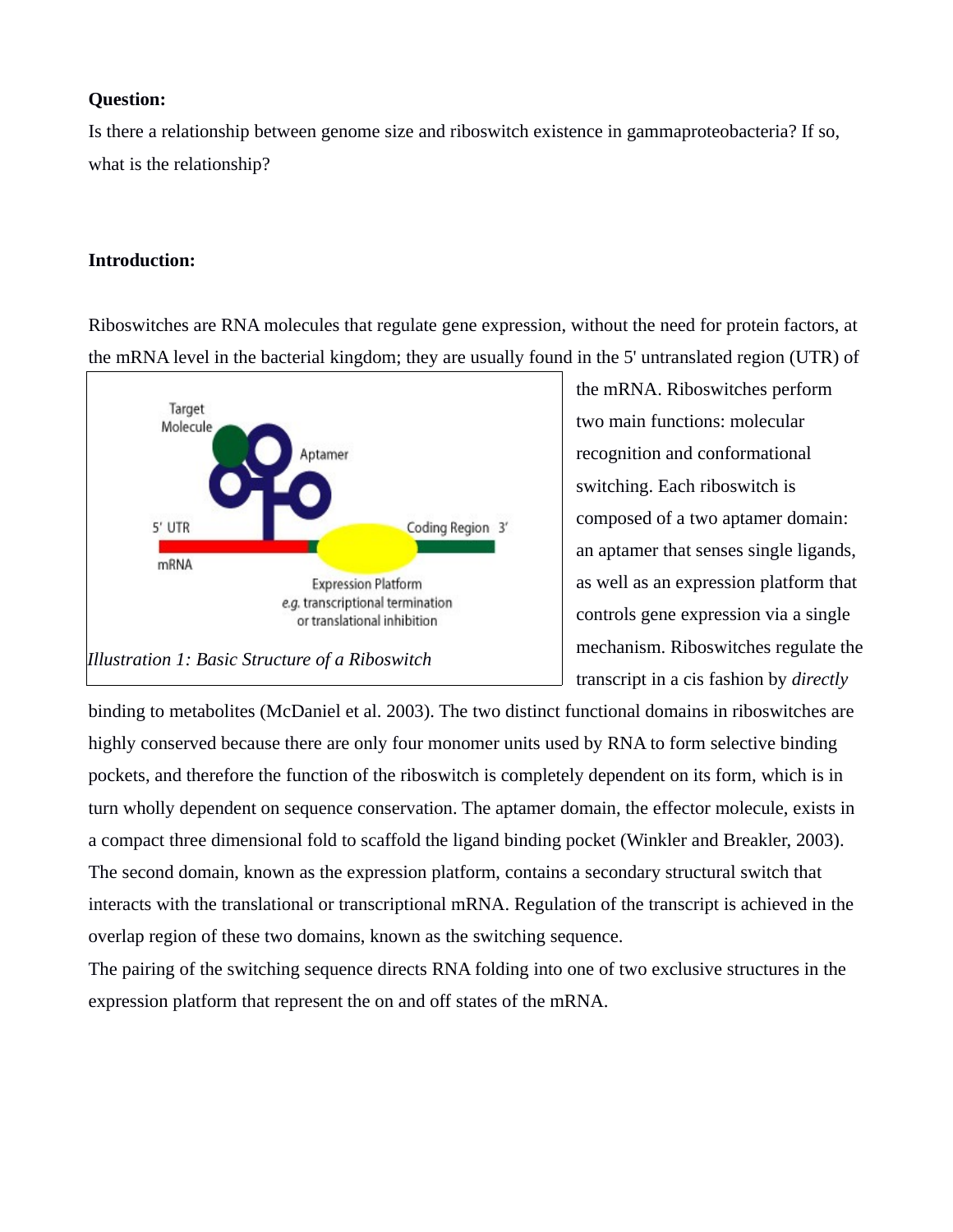**Question:**

Is there a relationship between genome size and riboswitch existence in gammaproteobacteria? If so, what is the relationship?

**Introduction:**

Riboswitches are RNA molecules that regulate gene expression, without the need for protein factors, at the mRNA level in the bacterial kingdom; they are usually found in the 5' untranslated region (UTR) of the mRNA. Riboswitches perform two main functions: molecular recognition and conformational switching. Each riboswitch is composed of a two aptamer domain: an aptamer that senses single ligands, as well as an expression platform that controls gene expression via a single mechanism. Riboswitches regulate the transcript in a cis fashion by *directly* binding to metabolites (McDaniel et al. 2003). The two distinct functional domains in riboswitches are highly conserved because there are only four monomer units used by RNA to form selective binding pockets, and therefore the function of the riboswitch is completely dependent on its form, which is in turn wholly dependent on sequence conservation. The aptamer domain, the effector molecule, exists in a compact three dimensional fold to scaffold the ligand binding pocket (Winkler and Breakler, 2003). The second domain, known as the expression platform, contains a secondary structural switch that interacts with the translational or transcriptional mRNA. Regulation of the transcript is achieved in the overlap region of these two domains, known as the switching sequence.

*Illustration 1: Basic Structure of a Riboswitch*

The pairing of the switching sequence directs RNA folding into one of two exclusive structures in the expression platform that represent the on and off states of the mRNA.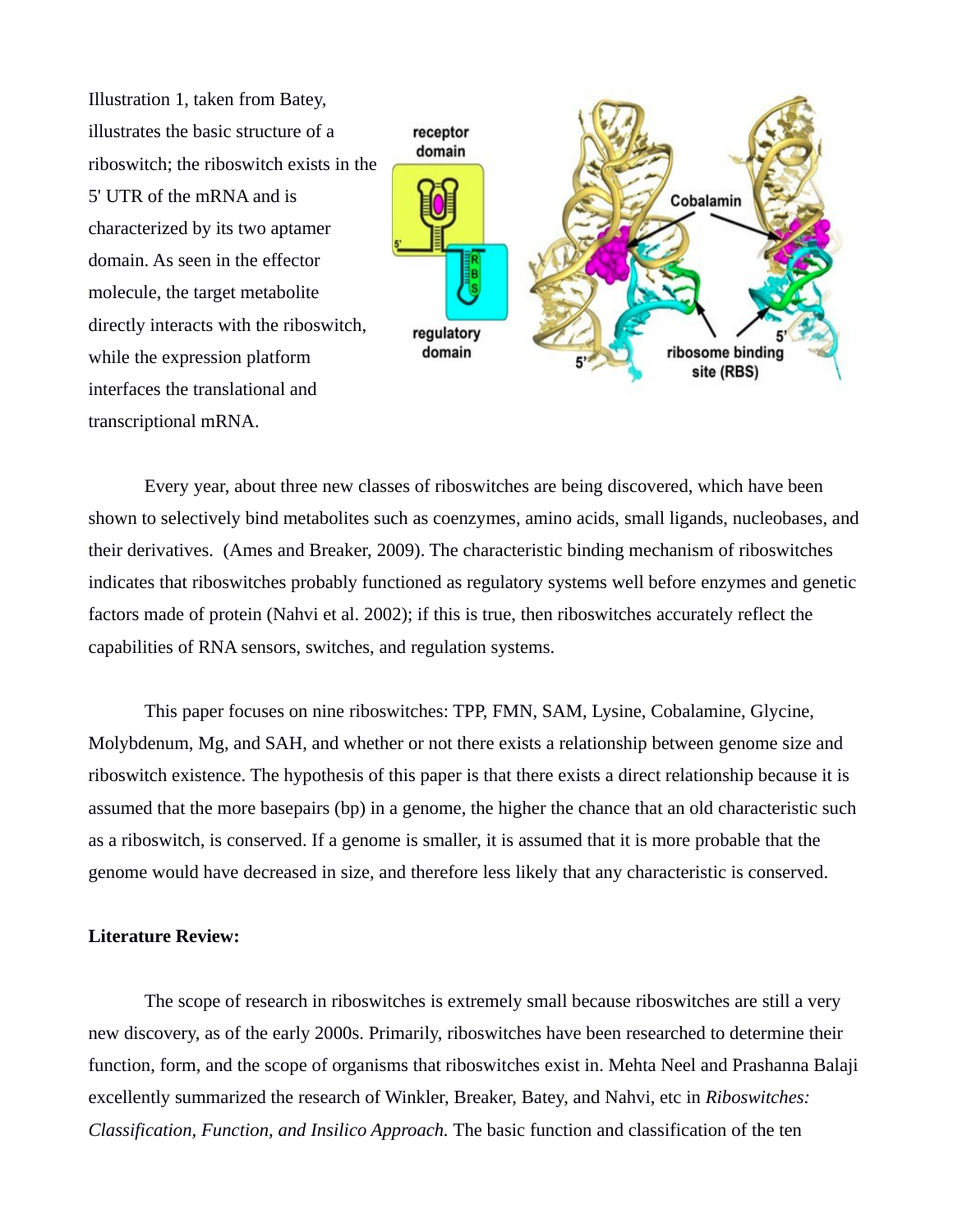Illustration 1, taken from Batey, illustrates the basic structure of a riboswitch; the riboswitch exists in the 5' UTR of the mRNA and is characterized by its two aptamer domain. As seen in the effector molecule, the target metabolite directly interacts with the riboswitch, while the expression platform interfaces the translational and transcriptional mRNA.

Every year, about three new classes of riboswitches are being discovered, which have been shown to selectively bind metabolites such as coenzymes, amino acids, small ligands, nucleobases, and their derivatives. (Ames and Breaker, 2009). The characteristic binding mechanism of riboswitches indicates that riboswitches probably functioned as regulatory systems well before enzymes and genetic factors made of protein (Nahvi et al. 2002); if this is true, then riboswitches accurately reflect the capabilities of RNA sensors, switches, and regulation systems.

This paper focuses on nine riboswitches: TPP, FMN, SAM, Lysine, Cobalamine, Glycine, Molybdenum, Mg, and SAH, and whether or not there exists a relationship between genome size and riboswitch existence. The hypothesis of this paper is that there exists a direct relationship because it is assumed that the more basepairs (bp) in a genome, the higher the chance that an old characteristic such as a riboswitch, is conserved. If a genome is smaller, it is assumed that it is more probable that the genome would have decreased in size, and therefore less likely that any characteristic is conserved.

**Literature Review:**

The scope of research in riboswitches is extremely small because riboswitches are still a very new discovery, as of the early 2000s. Primarily, riboswitches have been researched to determine their function, form, and the scope of organisms that riboswitches exist in. Mehta Neel and Prashanna Balaji excellently summarized the research of Winkler, Breaker, Batey, and Nahvi, etc in *Riboswitches: Classification, Function, and Insilico Approach.* The basic function and classification of the ten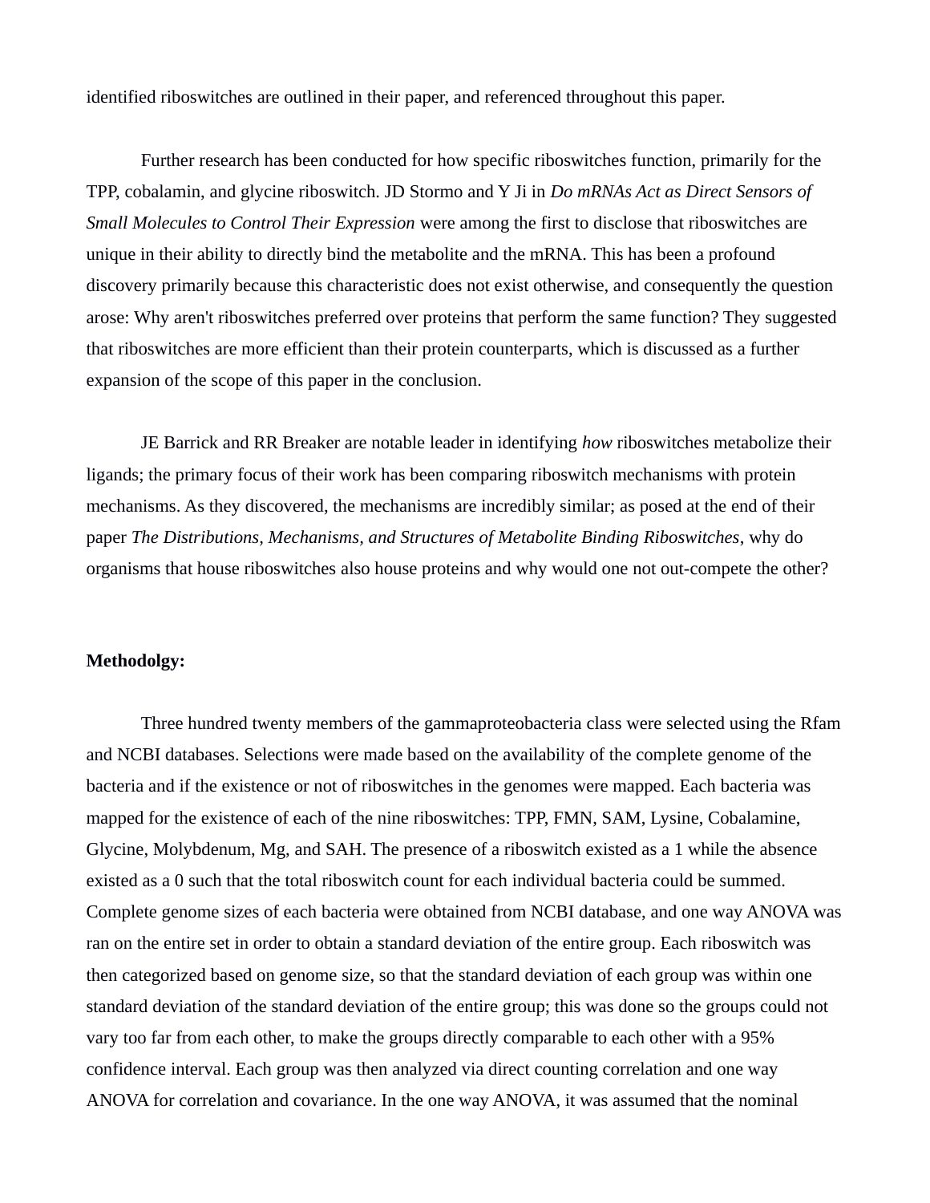identified riboswitches are outlined in their paper, and referenced throughout this paper.

Further research has been conducted for how specific riboswitches function, primarily for the TPP, cobalamin, and glycine riboswitch. JD Stormo and Y Ji in *Do mRNAs Act as Direct Sensors of Small Molecules to Control Their Expression* were among the first to disclose that riboswitches are unique in their ability to directly bind the metabolite and the mRNA. This has been a profound discovery primarily because this characteristic does not exist otherwise, and consequently the question arose: Why aren't riboswitches preferred over proteins that perform the same function? They suggested that riboswitches are more efficient than their protein counterparts, which is discussed as a further expansion of the scope of this paper in the conclusion.

JE Barrick and RR Breaker are notable leader in identifying *how* riboswitches metabolize their ligands; the primary focus of their work has been comparing riboswitch mechanisms with protein mechanisms. As they discovered, the mechanisms are incredibly similar; as posed at the end of their paper *The Distributions, Mechanisms, and Structures of Metabolite Binding Riboswitches*, why do organisms that house riboswitches also house proteins and why would one not out-compete the other?

**Methodolgy:**

Three hundred twenty members of the gammaproteobacteria class were selected using the Rfam and NCBI databases. Selections were made based on the availability of the complete genome of the bacteria and if the existence or not of riboswitches in the genomes were mapped. Each bacteria was mapped for the existence of each of the nine riboswitches: TPP, FMN, SAM, Lysine, Cobalamine, Glycine, Molybdenum, Mg, and SAH. The presence of a riboswitch existed as a 1 while the absence existed as a 0 such that the total riboswitch count for each individual bacteria could be summed. Complete genome sizes of each bacteria were obtained from NCBI database, and one way ANOVA was ran on the entire set in order to obtain a standard deviation of the entire group. Each riboswitch was then categorized based on genome size, so that the standard deviation of each group was within one standard deviation of the standard deviation of the entire group; this was done so the groups could not vary too far from each other, to make the groups directly comparable to each other with a 95% confidence interval. Each group was then analyzed via direct counting correlation and one way ANOVA for correlation and covariance. In the one way ANOVA, it was assumed that the nominal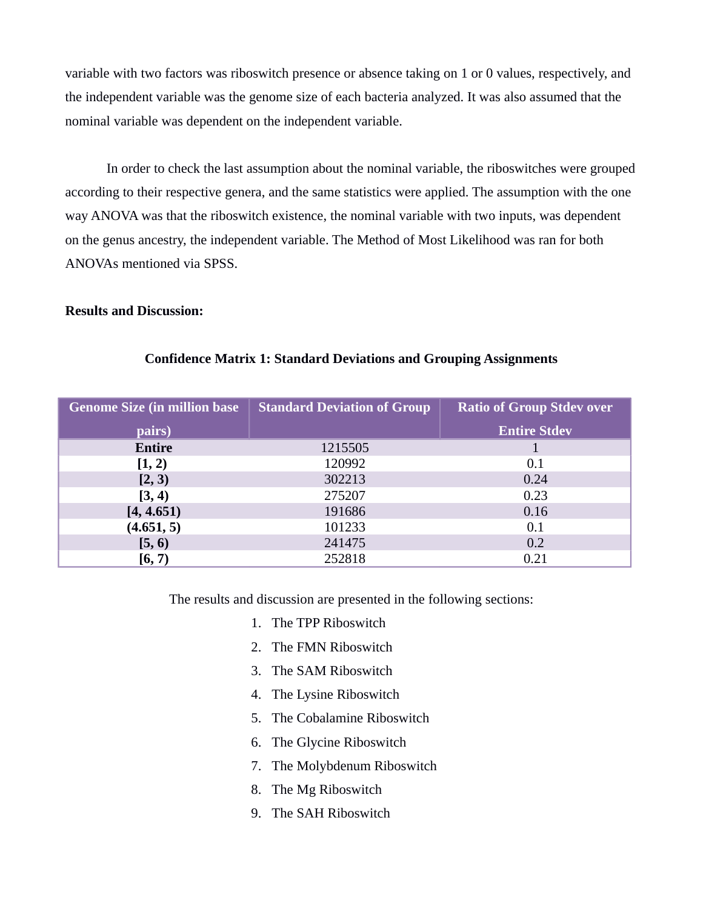variable with two factors was riboswitch presence or absence taking on 1 or 0 values, respectively, and the independent variable was the genome size of each bacteria analyzed. It was also assumed that the nominal variable was dependent on the independent variable.

In order to check the last assumption about the nominal variable, the riboswitches were grouped according to their respective genera, and the same statistics were applied. The assumption with the one way ANOVA was that the riboswitch existence, the nominal variable with two inputs, was dependent on the genus ancestry, the independent variable. The Method of Most Likelihood was ran for both ANOVAs mentioned via SPSS.

**Results and Discussion:**

**Confidence Matrix 1: Standard Deviations and Grouping Assignments**

| Genome Size (in million base pairs) | Standard Deviation of Group | Ratio of Group Stdev over Entire Stdev |
|---|---|---|
| **Entire** | 1215505 | 1 |
| **[1, 2)** | 120992 | 0.1 |
| **[2, 3)** | 302213 | 0.24 |
| **[3, 4)** | 275207 | 0.23 |
| **[4, 4.651)** | 191686 | 0.16 |
| **(4.651, 5)** | 101233 | 0.1 |
| **[5, 6)** | 241475 | 0.2 |
| **[6, 7)** | 252818 | 0.21 |

The results and discussion are presented in the following sections:

1. The TPP Riboswitch
2. The FMN Riboswitch
3. The SAM Riboswitch
4. The Lysine Riboswitch
5. The Cobalamine Riboswitch
6. The Glycine Riboswitch
7. The Molybdenum Riboswitch
8. The Mg Riboswitch
9. The SAH Riboswitch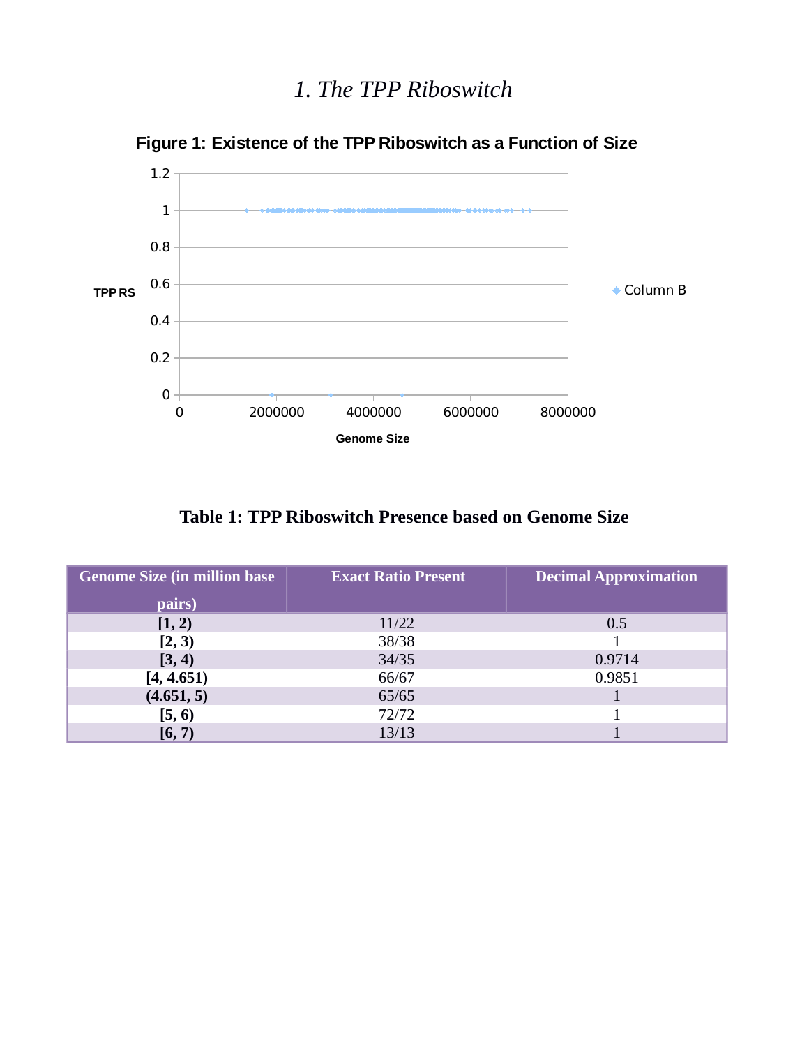# *1. The TPP Riboswitch*

**Figure 1: Existence of the TPP Riboswitch as a Function of Size**

**Table 1: TPP Riboswitch Presence based on Genome Size**

| Genome Size (in million base pairs) | Exact Ratio Present | Decimal Approximation |
|---|---|---|
| **[1, 2)** | 11/22 | 0.5 |
| **[2, 3)** | 38/38 | 1 |
| **[3, 4)** | 34/35 | 0.9714 |
| **[4, 4.651)** | 66/67 | 0.9851 |
| **(4.651, 5)** | 65/65 | 1 |
| **[5, 6)** | 72/72 | 1 |
| **[6, 7)** | 13/13 | 1 |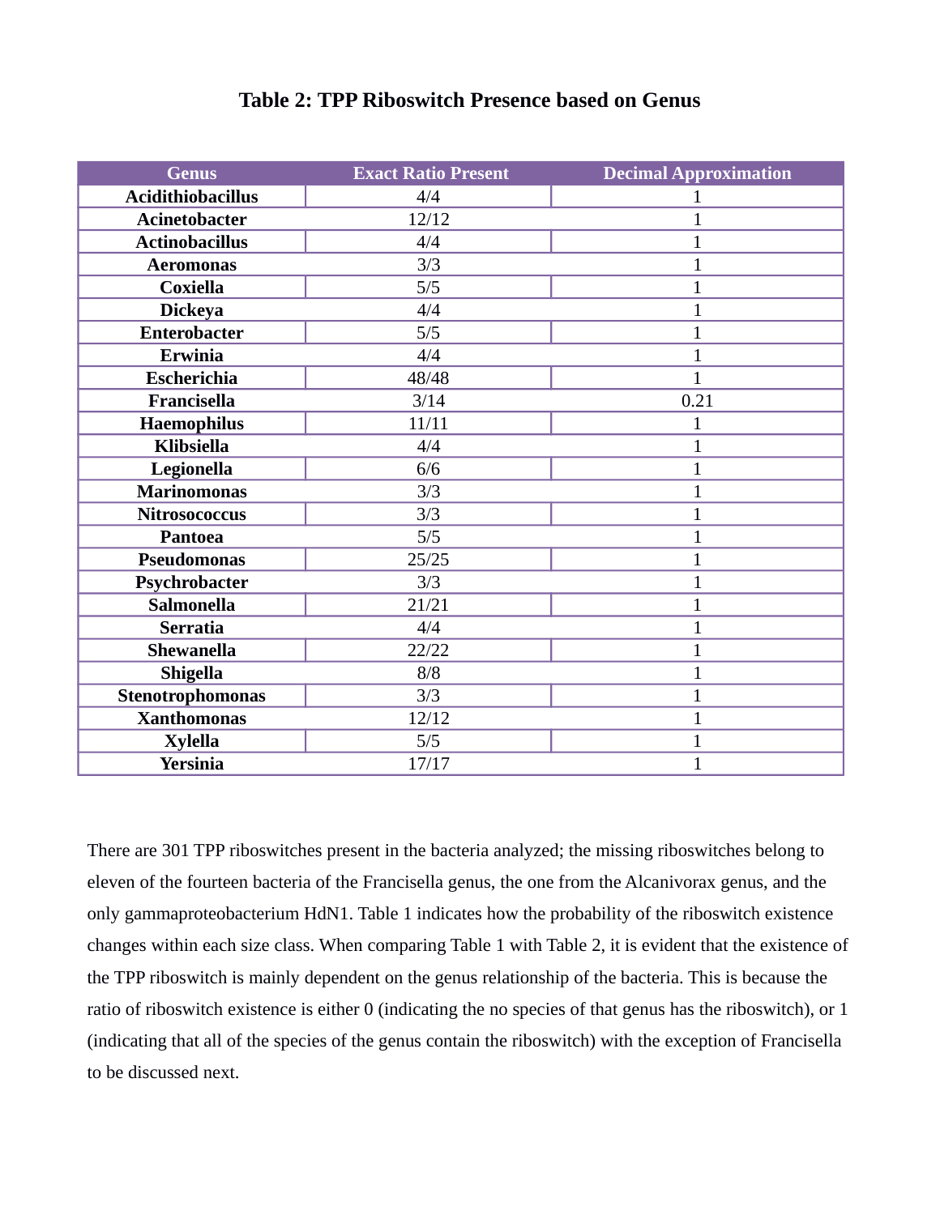### Table 2: TPP Riboswitch Presence based on Genus

| Genus | Exact Ratio Present | Decimal Approximation |
|---|---|---|
| **Acidithiobacillus** | 4/4 | 1 |
| **Acinetobacter** | 12/12 | 1 |
| **Actinobacillus** | 4/4 | 1 |
| **Aeromonas** | 3/3 | 1 |
| **Coxiella** | 5/5 | 1 |
| **Dickeya** | 4/4 | 1 |
| **Enterobacter** | 5/5 | 1 |
| **Erwinia** | 4/4 | 1 |
| **Escherichia** | 48/48 | 1 |
| **Francisella** | 3/14 | 0.21 |
| **Haemophilus** | 11/11 | 1 |
| **Klibsiella** | 4/4 | 1 |
| **Legionella** | 6/6 | 1 |
| **Marinomonas** | 3/3 | 1 |
| **Nitrosococcus** | 3/3 | 1 |
| **Pantoea** | 5/5 | 1 |
| **Pseudomonas** | 25/25 | 1 |
| **Psychrobacter** | 3/3 | 1 |
| **Salmonella** | 21/21 | 1 |
| **Serratia** | 4/4 | 1 |
| **Shewanella** | 22/22 | 1 |
| **Shigella** | 8/8 | 1 |
| **Stenotrophomonas** | 3/3 | 1 |
| **Xanthomonas** | 12/12 | 1 |
| **Xylella** | 5/5 | 1 |
| **Yersinia** | 17/17 | 1 |

There are 301 TPP riboswitches present in the bacteria analyzed; the missing riboswitches belong to eleven of the fourteen bacteria of the Francisella genus, the one from the Alcanivorax genus, and the only gammaproteobacterium HdN1. Table 1 indicates how the probability of the riboswitch existence changes within each size class. When comparing Table 1 with Table 2, it is evident that the existence of the TPP riboswitch is mainly dependent on the genus relationship of the bacteria. This is because the ratio of riboswitch existence is either 0 (indicating the no species of that genus has the riboswitch), or 1 (indicating that all of the species of the genus contain the riboswitch) with the exception of Francisella to be discussed next.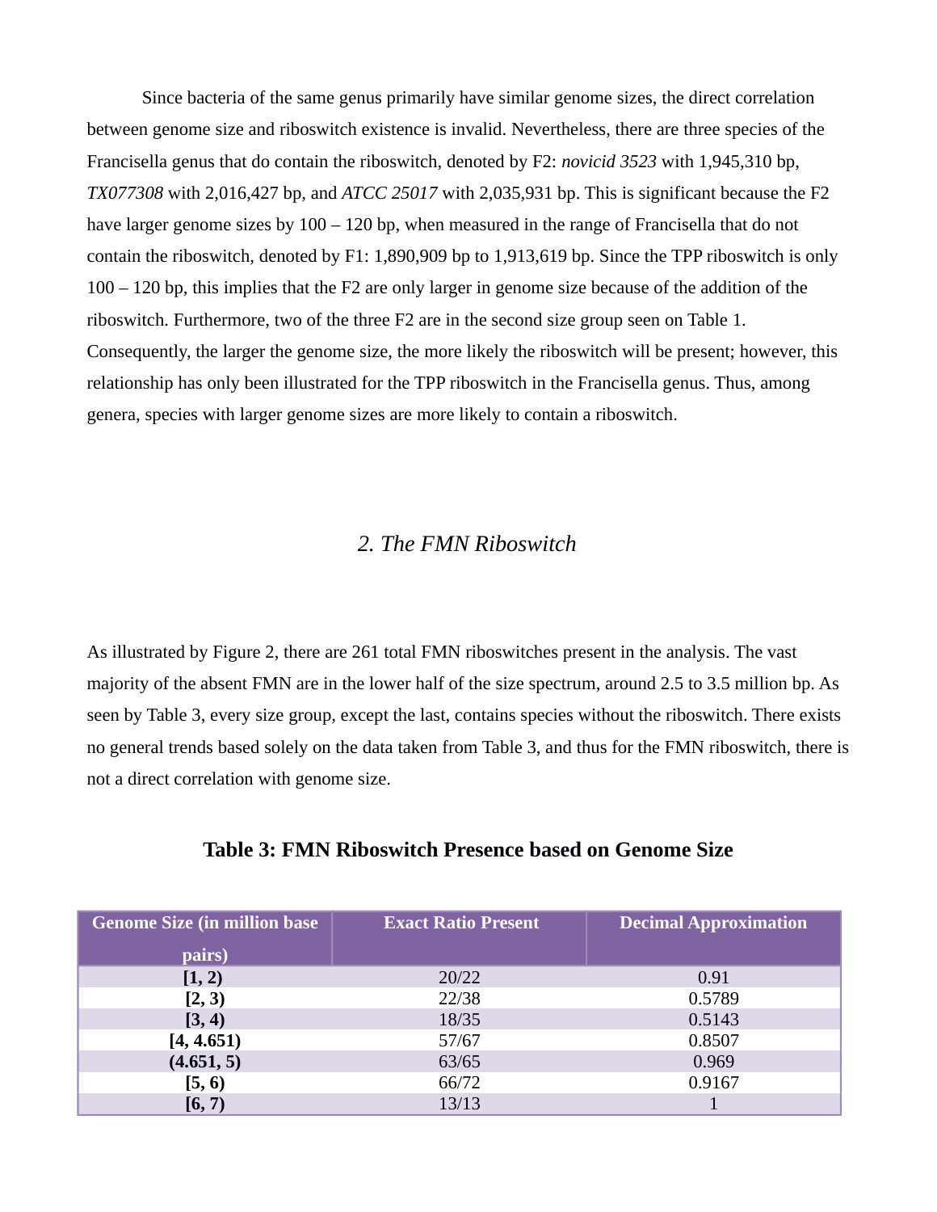Since bacteria of the same genus primarily have similar genome sizes, the direct correlation between genome size and riboswitch existence is invalid. Nevertheless, there are three species of the Francisella genus that do contain the riboswitch, denoted by F2: *novicid 3523* with 1,945,310 bp, *TX077308* with 2,016,427 bp, and *ATCC 25017* with 2,035,931 bp. This is significant because the F2 have larger genome sizes by 100 – 120 bp, when measured in the range of Francisella that do not contain the riboswitch, denoted by F1: 1,890,909 bp to 1,913,619 bp. Since the TPP riboswitch is only 100 – 120 bp, this implies that the F2 are only larger in genome size because of the addition of the riboswitch. Furthermore, two of the three F2 are in the second size group seen on Table 1. Consequently, the larger the genome size, the more likely the riboswitch will be present; however, this relationship has only been illustrated for the TPP riboswitch in the Francisella genus. Thus, among genera, species with larger genome sizes are more likely to contain a riboswitch.

## *2. The FMN Riboswitch*

As illustrated by Figure 2, there are 261 total FMN riboswitches present in the analysis. The vast majority of the absent FMN are in the lower half of the size spectrum, around 2.5 to 3.5 million bp. As seen by Table 3, every size group, except the last, contains species without the riboswitch. There exists no general trends based solely on the data taken from Table 3, and thus for the FMN riboswitch, there is not a direct correlation with genome size.

**Table 3: FMN Riboswitch Presence based on Genome Size**

| Genome Size (in million base pairs) | Exact Ratio Present | Decimal Approximation |
|---|---|---|
| **[1, 2)** | 20/22 | 0.91 |
| **[2, 3)** | 22/38 | 0.5789 |
| **[3, 4)** | 18/35 | 0.5143 |
| **[4, 4.651)** | 57/67 | 0.8507 |
| **(4.651, 5)** | 63/65 | 0.969 |
| **[5, 6)** | 66/72 | 0.9167 |
| **[6, 7)** | 13/13 | 1 |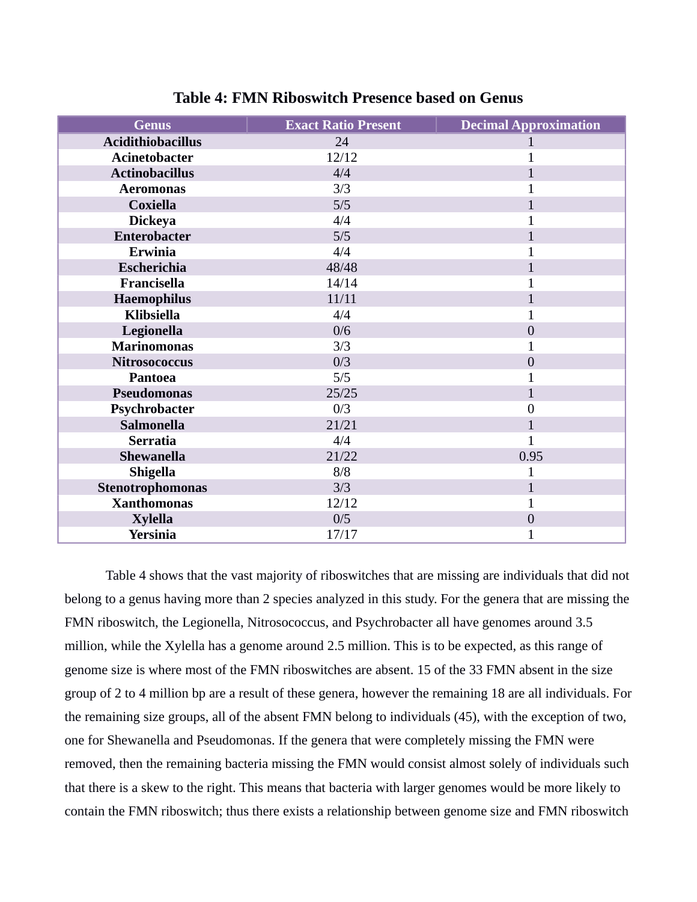**Table 4: FMN Riboswitch Presence based on Genus**

| Genus | Exact Ratio Present | Decimal Approximation |
|---|---|---|
| **Acidithiobacillus** | 24 | 1 |
| **Acinetobacter** | 12/12 | 1 |
| **Actinobacillus** | 4/4 | 1 |
| **Aeromonas** | 3/3 | 1 |
| **Coxiella** | 5/5 | 1 |
| **Dickeya** | 4/4 | 1 |
| **Enterobacter** | 5/5 | 1 |
| **Erwinia** | 4/4 | 1 |
| **Escherichia** | 48/48 | 1 |
| **Francisella** | 14/14 | 1 |
| **Haemophilus** | 11/11 | 1 |
| **Klibsiella** | 4/4 | 1 |
| **Legionella** | 0/6 | 0 |
| **Marinomonas** | 3/3 | 1 |
| **Nitrosococcus** | 0/3 | 0 |
| **Pantoea** | 5/5 | 1 |
| **Pseudomonas** | 25/25 | 1 |
| **Psychrobacter** | 0/3 | 0 |
| **Salmonella** | 21/21 | 1 |
| **Serratia** | 4/4 | 1 |
| **Shewanella** | 21/22 | 0.95 |
| **Shigella** | 8/8 | 1 |
| **Stenotrophomonas** | 3/3 | 1 |
| **Xanthomonas** | 12/12 | 1 |
| **Xylella** | 0/5 | 0 |
| **Yersinia** | 17/17 | 1 |

Table 4 shows that the vast majority of riboswitches that are missing are individuals that did not belong to a genus having more than 2 species analyzed in this study. For the genera that are missing the FMN riboswitch, the Legionella, Nitrosococcus, and Psychrobacter all have genomes around 3.5 million, while the Xylella has a genome around 2.5 million. This is to be expected, as this range of genome size is where most of the FMN riboswitches are absent. 15 of the 33 FMN absent in the size group of 2 to 4 million bp are a result of these genera, however the remaining 18 are all individuals. For the remaining size groups, all of the absent FMN belong to individuals (45), with the exception of two, one for Shewanella and Pseudomonas. If the genera that were completely missing the FMN were removed, then the remaining bacteria missing the FMN would consist almost solely of individuals such that there is a skew to the right. This means that bacteria with larger genomes would be more likely to contain the FMN riboswitch; thus there exists a relationship between genome size and FMN riboswitch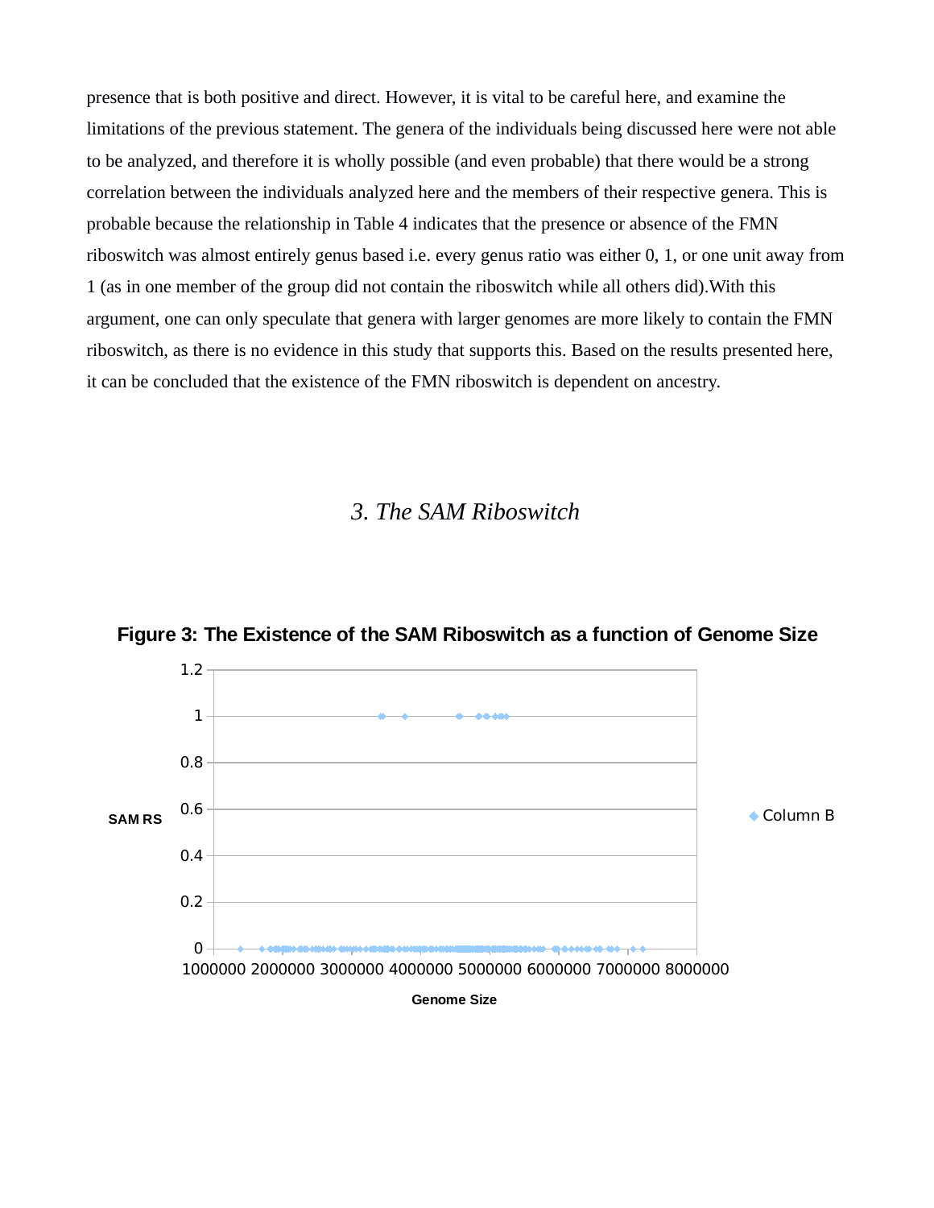presence that is both positive and direct. However, it is vital to be careful here, and examine the limitations of the previous statement. The genera of the individuals being discussed here were not able to be analyzed, and therefore it is wholly possible (and even probable) that there would be a strong correlation between the individuals analyzed here and the members of their respective genera. This is probable because the relationship in Table 4 indicates that the presence or absence of the FMN riboswitch was almost entirely genus based i.e. every genus ratio was either 0, 1, or one unit away from 1 (as in one member of the group did not contain the riboswitch while all others did).With this argument, one can only speculate that genera with larger genomes are more likely to contain the FMN riboswitch, as there is no evidence in this study that supports this. Based on the results presented here, it can be concluded that the existence of the FMN riboswitch is dependent on ancestry.

## *3. The SAM Riboswitch*

**Figure 3: The Existence of the SAM Riboswitch as a function of Genome Size**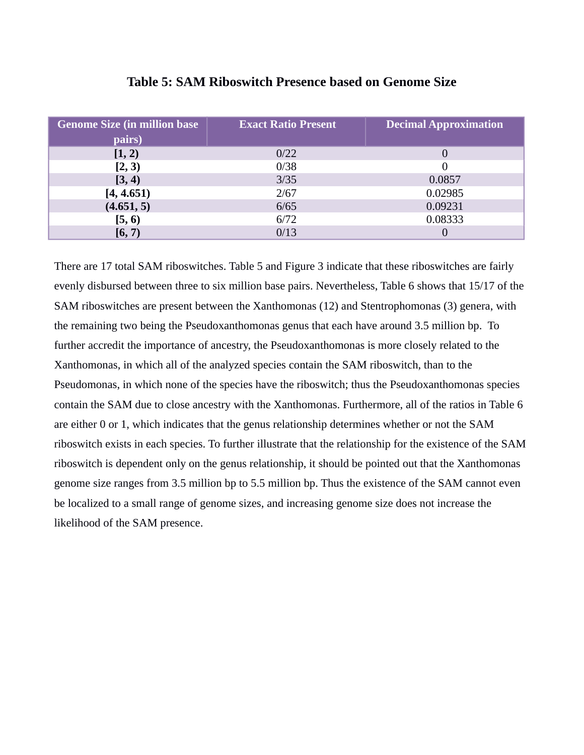### Table 5: SAM Riboswitch Presence based on Genome Size

| Genome Size (in million base pairs) | Exact Ratio Present | Decimal Approximation |
|---|---|---|
| **[1, 2)** | 0/22 | 0 |
| **[2, 3)** | 0/38 | 0 |
| **[3, 4)** | 3/35 | 0.0857 |
| **[4, 4.651)** | 2/67 | 0.02985 |
| **(4.651, 5)** | 6/65 | 0.09231 |
| **[5, 6)** | 6/72 | 0.08333 |
| **[6, 7)** | 0/13 | 0 |

There are 17 total SAM riboswitches. Table 5 and Figure 3 indicate that these riboswitches are fairly evenly disbursed between three to six million base pairs. Nevertheless, Table 6 shows that 15/17 of the SAM riboswitches are present between the Xanthomonas (12) and Stentrophomonas (3) genera, with the remaining two being the Pseudoxanthomonas genus that each have around 3.5 million bp. To further accredit the importance of ancestry, the Pseudoxanthomonas is more closely related to the Xanthomonas, in which all of the analyzed species contain the SAM riboswitch, than to the Pseudomonas, in which none of the species have the riboswitch; thus the Pseudoxanthomonas species contain the SAM due to close ancestry with the Xanthomonas. Furthermore, all of the ratios in Table 6 are either 0 or 1, which indicates that the genus relationship determines whether or not the SAM riboswitch exists in each species. To further illustrate that the relationship for the existence of the SAM riboswitch is dependent only on the genus relationship, it should be pointed out that the Xanthomonas genome size ranges from 3.5 million bp to 5.5 million bp. Thus the existence of the SAM cannot even be localized to a small range of genome sizes, and increasing genome size does not increase the likelihood of the SAM presence.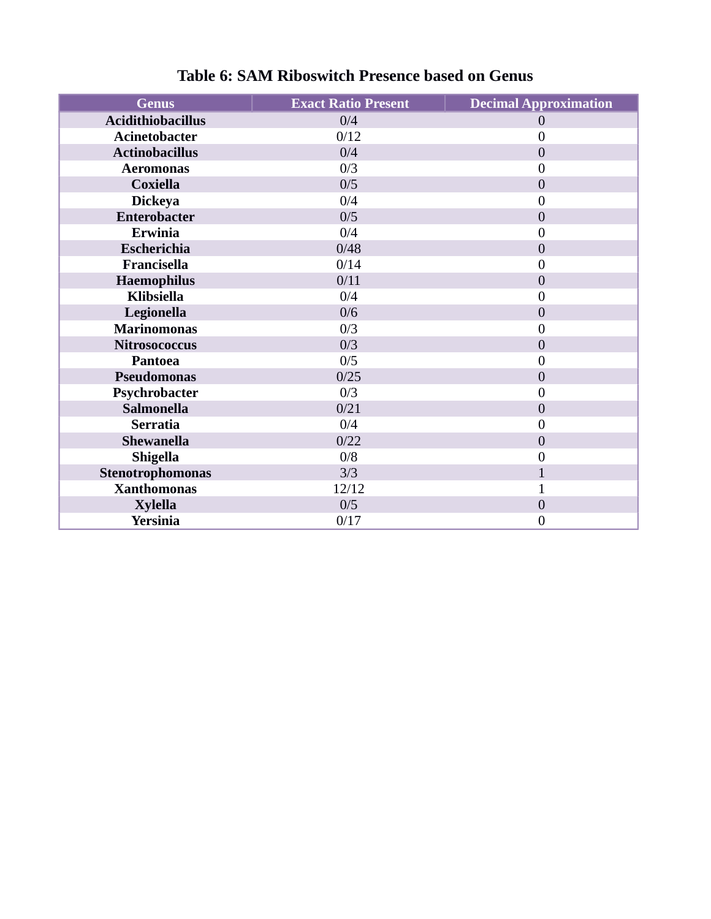**Table 6: SAM Riboswitch Presence based on Genus**

| Genus | Exact Ratio Present | Decimal Approximation |
|---|---|---|
| **Acidithiobacillus** | 0/4 | 0 |
| **Acinetobacter** | 0/12 | 0 |
| **Actinobacillus** | 0/4 | 0 |
| **Aeromonas** | 0/3 | 0 |
| **Coxiella** | 0/5 | 0 |
| **Dickeya** | 0/4 | 0 |
| **Enterobacter** | 0/5 | 0 |
| **Erwinia** | 0/4 | 0 |
| **Escherichia** | 0/48 | 0 |
| **Francisella** | 0/14 | 0 |
| **Haemophilus** | 0/11 | 0 |
| **Klibsiella** | 0/4 | 0 |
| **Legionella** | 0/6 | 0 |
| **Marinomonas** | 0/3 | 0 |
| **Nitrosococcus** | 0/3 | 0 |
| **Pantoea** | 0/5 | 0 |
| **Pseudomonas** | 0/25 | 0 |
| **Psychrobacter** | 0/3 | 0 |
| **Salmonella** | 0/21 | 0 |
| **Serratia** | 0/4 | 0 |
| **Shewanella** | 0/22 | 0 |
| **Shigella** | 0/8 | 0 |
| **Stenotrophomonas** | 3/3 | 1 |
| **Xanthomonas** | 12/12 | 1 |
| **Xylella** | 0/5 | 0 |
| **Yersinia** | 0/17 | 0 |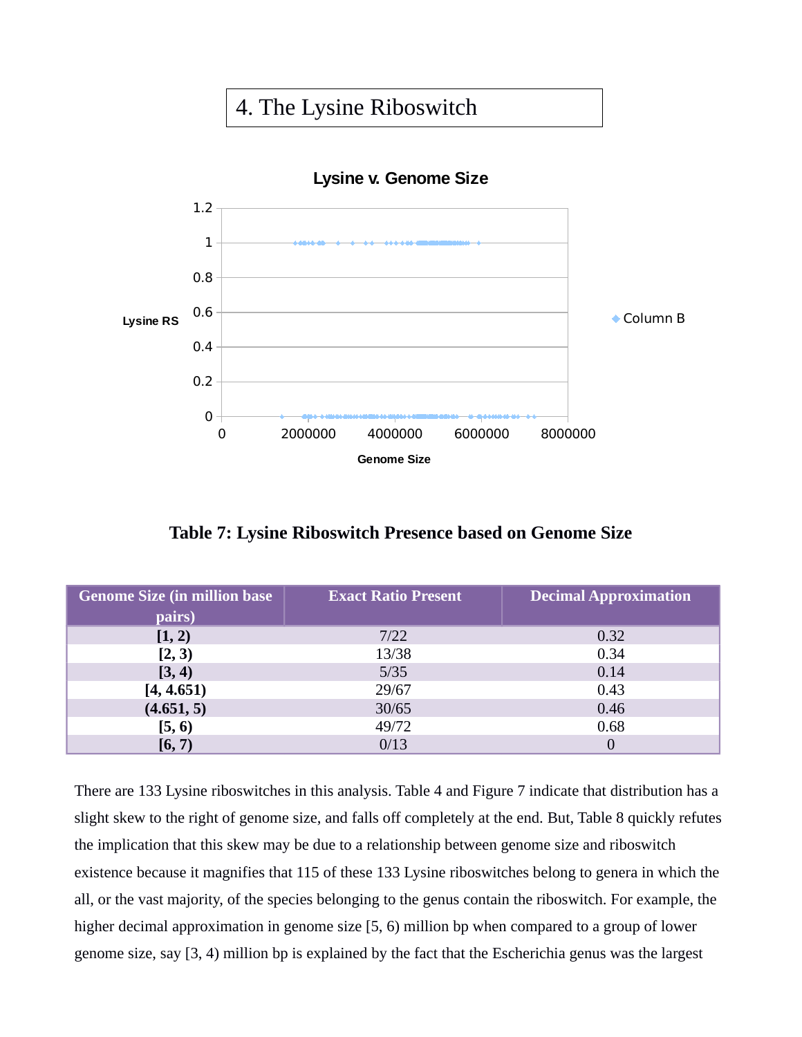## 4. The Lysine Riboswitch

**Table 7: Lysine Riboswitch Presence based on Genome Size**

| Genome Size (in million base pairs) | Exact Ratio Present | Decimal Approximation |
|---|---|---|
| **[1, 2)** | 7/22 | 0.32 |
| **[2, 3)** | 13/38 | 0.34 |
| **[3, 4)** | 5/35 | 0.14 |
| **[4, 4.651)** | 29/67 | 0.43 |
| **(4.651, 5)** | 30/65 | 0.46 |
| **[5, 6)** | 49/72 | 0.68 |
| **[6, 7)** | 0/13 | 0 |

There are 133 Lysine riboswitches in this analysis. Table 4 and Figure 7 indicate that distribution has a slight skew to the right of genome size, and falls off completely at the end. But, Table 8 quickly refutes the implication that this skew may be due to a relationship between genome size and riboswitch existence because it magnifies that 115 of these 133 Lysine riboswitches belong to genera in which the all, or the vast majority, of the species belonging to the genus contain the riboswitch. For example, the higher decimal approximation in genome size [5, 6) million bp when compared to a group of lower genome size, say [3, 4) million bp is explained by the fact that the Escherichia genus was the largest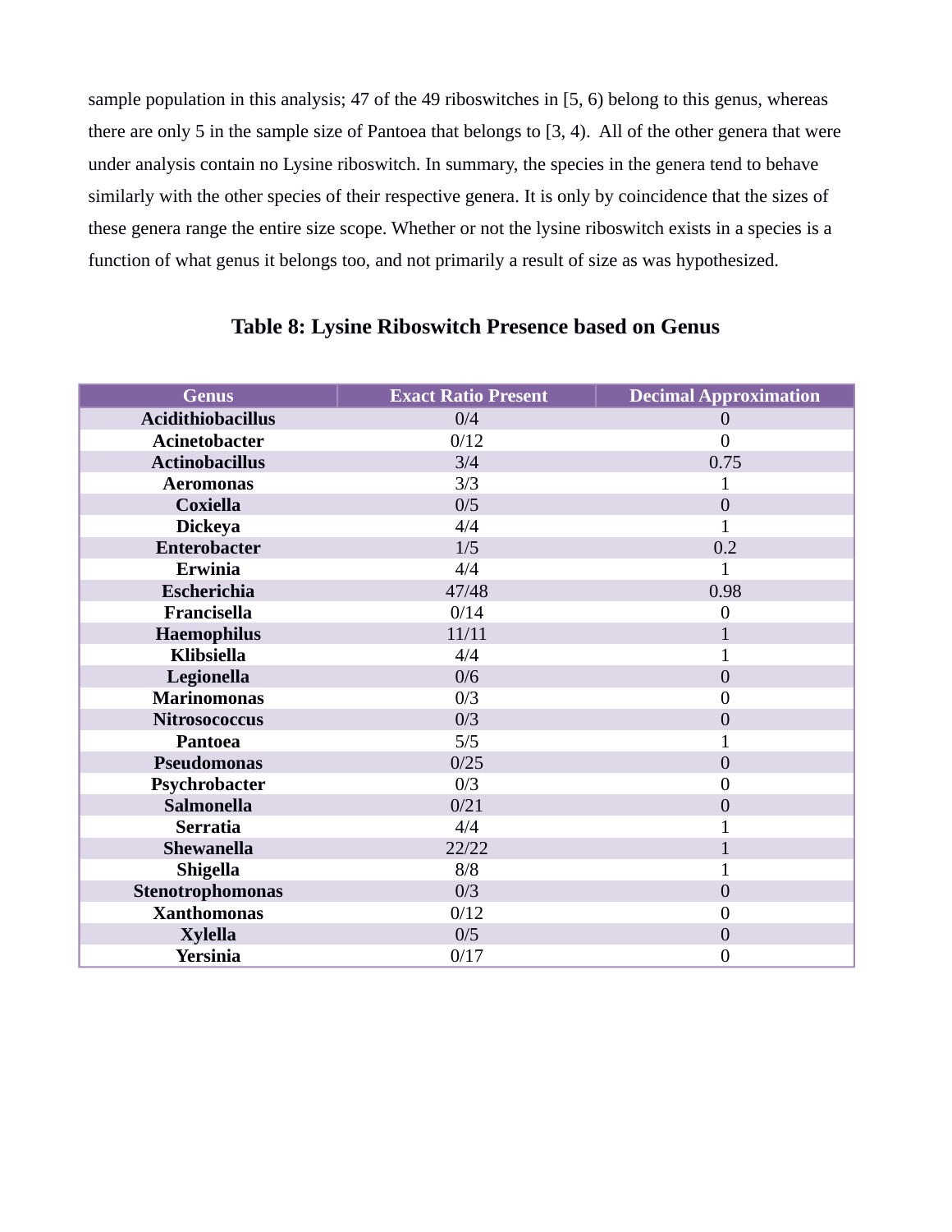sample population in this analysis; 47 of the 49 riboswitches in [5, 6) belong to this genus, whereas there are only 5 in the sample size of Pantoea that belongs to [3, 4).  All of the other genera that were under analysis contain no Lysine riboswitch. In summary, the species in the genera tend to behave similarly with the other species of their respective genera. It is only by coincidence that the sizes of these genera range the entire size scope. Whether or not the lysine riboswitch exists in a species is a function of what genus it belongs too, and not primarily a result of size as was hypothesized.

**Table 8: Lysine Riboswitch Presence based on Genus**

| Genus | Exact Ratio Present | Decimal Approximation |
|---|---|---|
| **Acidithiobacillus** | 0/4 | 0 |
| **Acinetobacter** | 0/12 | 0 |
| **Actinobacillus** | 3/4 | 0.75 |
| **Aeromonas** | 3/3 | 1 |
| **Coxiella** | 0/5 | 0 |
| **Dickeya** | 4/4 | 1 |
| **Enterobacter** | 1/5 | 0.2 |
| **Erwinia** | 4/4 | 1 |
| **Escherichia** | 47/48 | 0.98 |
| **Francisella** | 0/14 | 0 |
| **Haemophilus** | 11/11 | 1 |
| **Klibsiella** | 4/4 | 1 |
| **Legionella** | 0/6 | 0 |
| **Marinomonas** | 0/3 | 0 |
| **Nitrosococcus** | 0/3 | 0 |
| **Pantoea** | 5/5 | 1 |
| **Pseudomonas** | 0/25 | 0 |
| **Psychrobacter** | 0/3 | 0 |
| **Salmonella** | 0/21 | 0 |
| **Serratia** | 4/4 | 1 |
| **Shewanella** | 22/22 | 1 |
| **Shigella** | 8/8 | 1 |
| **Stenotrophomonas** | 0/3 | 0 |
| **Xanthomonas** | 0/12 | 0 |
| **Xylella** | 0/5 | 0 |
| **Yersinia** | 0/17 | 0 |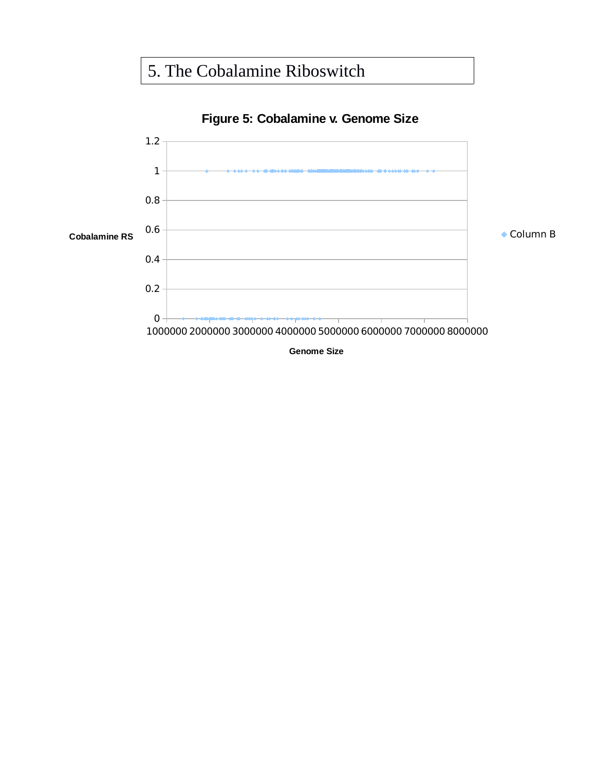# 5. The Cobalamine Riboswitch

**Figure 5: Cobalamine v. Genome Size**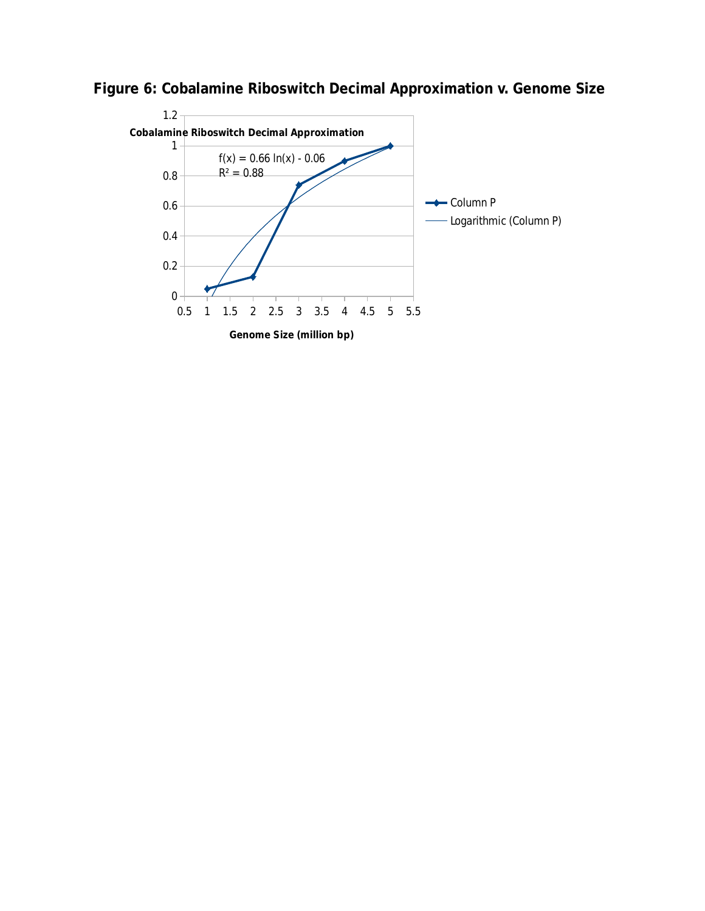## Figure 6: Cobalamine Riboswitch Decimal Approximation v. Genome Size

Cobalamine Riboswitch Decimal Approximation

$f(x) = 0.66 \ln(x) - 0.06$

$R^2 = 0.88$

Genome Size (million bp)

Column P

Logarithmic (Column P)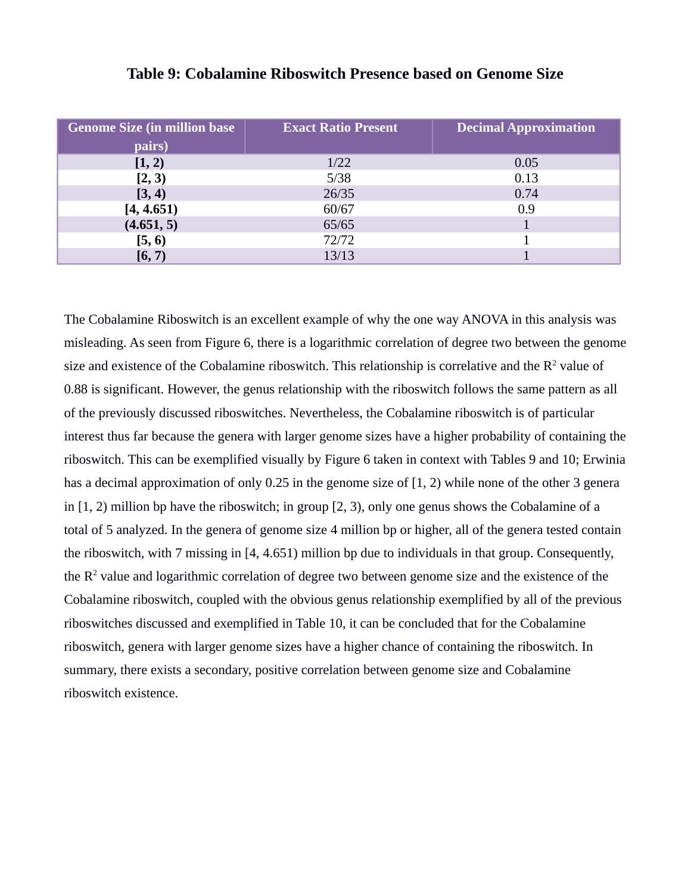### Table 9: Cobalamine Riboswitch Presence based on Genome Size

| Genome Size (in million base pairs) | Exact Ratio Present | Decimal Approximation |
|---|---|---|
| **[1, 2)** | 1/22 | 0.05 |
| **[2, 3)** | 5/38 | 0.13 |
| **[3, 4)** | 26/35 | 0.74 |
| **[4, 4.651)** | 60/67 | 0.9 |
| **(4.651, 5)** | 65/65 | 1 |
| **[5, 6)** | 72/72 | 1 |
| **[6, 7)** | 13/13 | 1 |

The Cobalamine Riboswitch is an excellent example of why the one way ANOVA in this analysis was misleading. As seen from Figure 6, there is a logarithmic correlation of degree two between the genome size and existence of the Cobalamine riboswitch. This relationship is correlative and the $R^2$ value of 0.88 is significant. However, the genus relationship with the riboswitch follows the same pattern as all of the previously discussed riboswitches. Nevertheless, the Cobalamine riboswitch is of particular interest thus far because the genera with larger genome sizes have a higher probability of containing the riboswitch. This can be exemplified visually by Figure 6 taken in context with Tables 9 and 10; Erwinia has a decimal approximation of only 0.25 in the genome size of [1, 2) while none of the other 3 genera in [1, 2) million bp have the riboswitch; in group [2, 3), only one genus shows the Cobalamine of a total of 5 analyzed. In the genera of genome size 4 million bp or higher, all of the genera tested contain the riboswitch, with 7 missing in [4, 4.651) million bp due to individuals in that group. Consequently, the $R^2$ value and logarithmic correlation of degree two between genome size and the existence of the Cobalamine riboswitch, coupled with the obvious genus relationship exemplified by all of the previous riboswitches discussed and exemplified in Table 10, it can be concluded that for the Cobalamine riboswitch, genera with larger genome sizes have a higher chance of containing the riboswitch. In summary, there exists a secondary, positive correlation between genome size and Cobalamine riboswitch existence.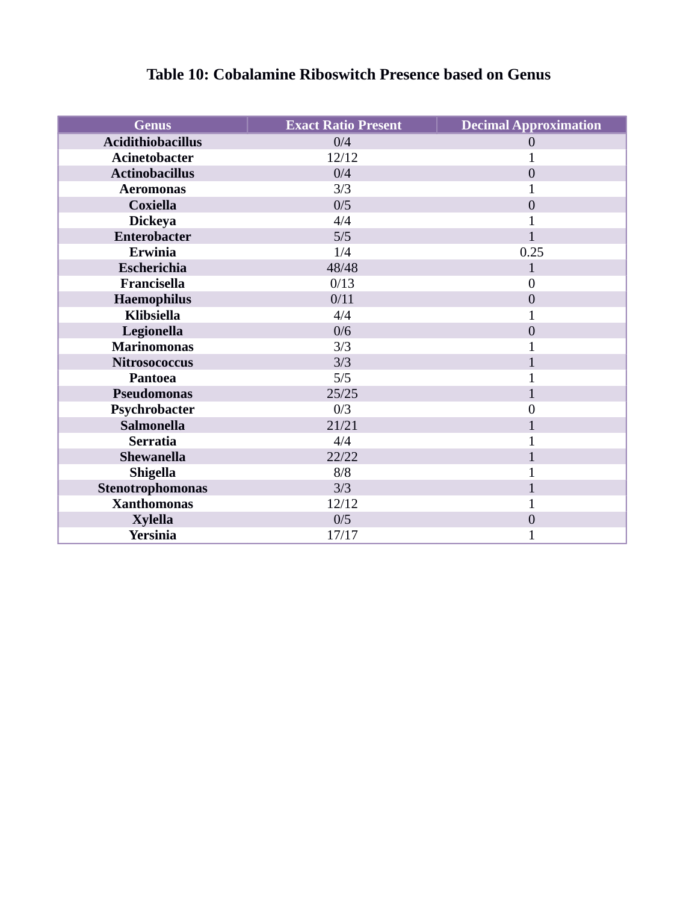**Table 10: Cobalamine Riboswitch Presence based on Genus**

| Genus | Exact Ratio Present | Decimal Approximation |
|---|---|---|
| Acidithiobacillus | 0/4 | 0 |
| Acinetobacter | 12/12 | 1 |
| Actinobacillus | 0/4 | 0 |
| Aeromonas | 3/3 | 1 |
| Coxiella | 0/5 | 0 |
| Dickeya | 4/4 | 1 |
| Enterobacter | 5/5 | 1 |
| Erwinia | 1/4 | 0.25 |
| Escherichia | 48/48 | 1 |
| Francisella | 0/13 | 0 |
| Haemophilus | 0/11 | 0 |
| Klibsiella | 4/4 | 1 |
| Legionella | 0/6 | 0 |
| Marinomonas | 3/3 | 1 |
| Nitrosococcus | 3/3 | 1 |
| Pantoea | 5/5 | 1 |
| Pseudomonas | 25/25 | 1 |
| Psychrobacter | 0/3 | 0 |
| Salmonella | 21/21 | 1 |
| Serratia | 4/4 | 1 |
| Shewanella | 22/22 | 1 |
| Shigella | 8/8 | 1 |
| Stenotrophomonas | 3/3 | 1 |
| Xanthomonas | 12/12 | 1 |
| Xylella | 0/5 | 0 |
| Yersinia | 17/17 | 1 |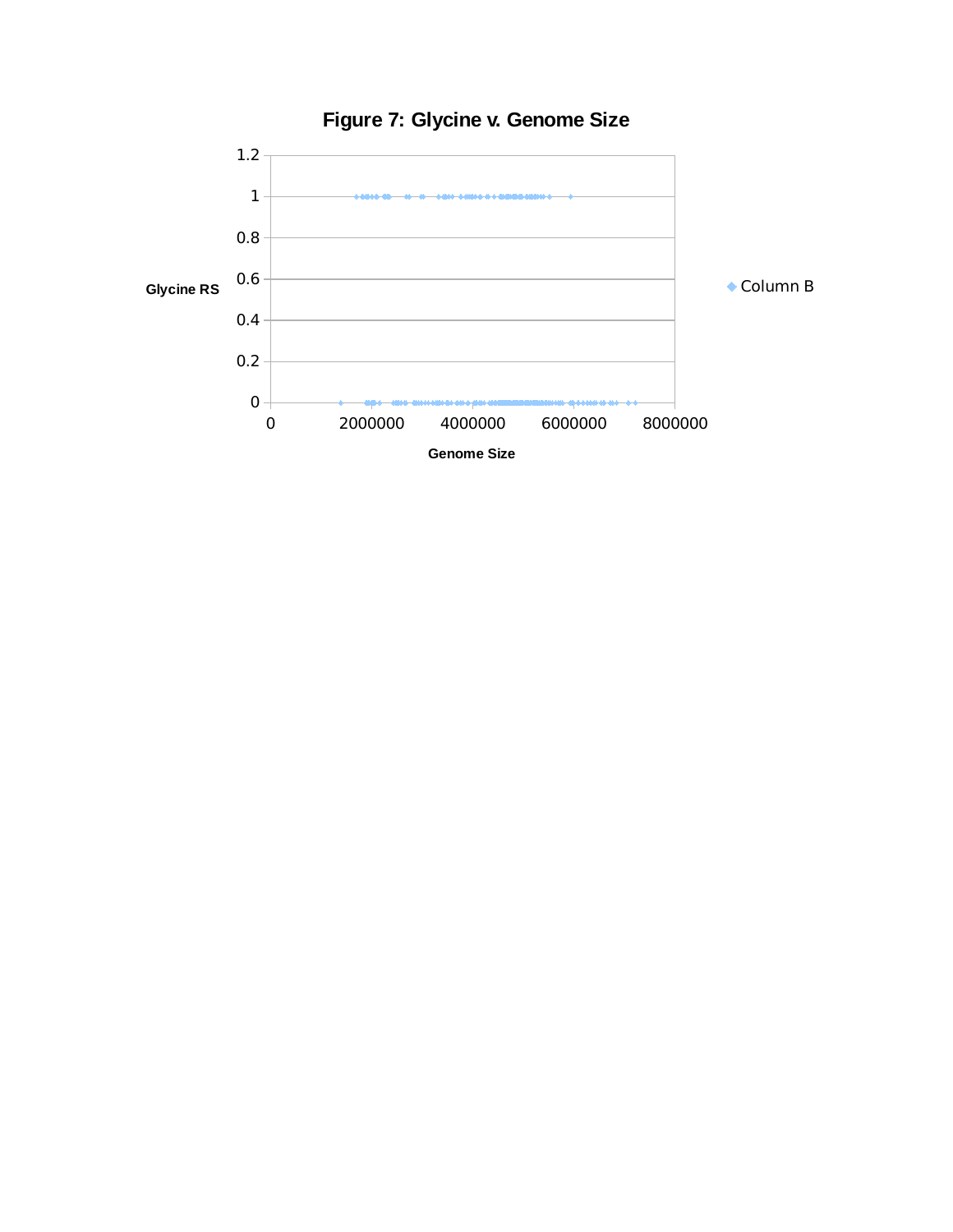**Figure 7: Glycine v. Genome Size**

Glycine RS

Genome Size

◆ Column B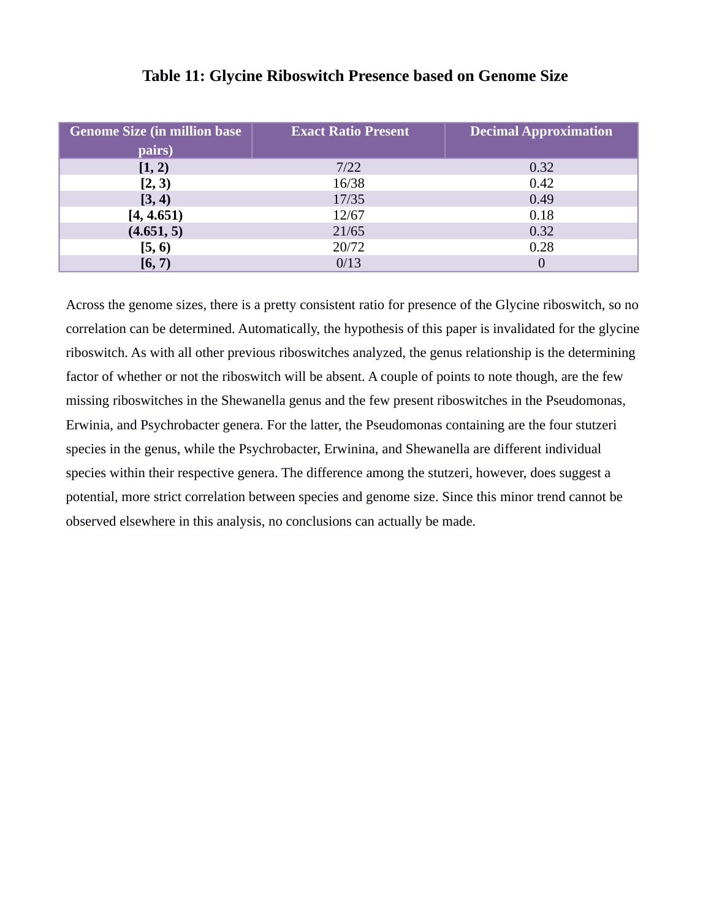### Table 11: Glycine Riboswitch Presence based on Genome Size

| Genome Size (in million base pairs) | Exact Ratio Present | Decimal Approximation |
|---|---|---|
| **[1, 2)** | 7/22 | 0.32 |
| **[2, 3)** | 16/38 | 0.42 |
| **[3, 4)** | 17/35 | 0.49 |
| **[4, 4.651)** | 12/67 | 0.18 |
| **(4.651, 5)** | 21/65 | 0.32 |
| **[5, 6)** | 20/72 | 0.28 |
| **[6, 7)** | 0/13 | 0 |

Across the genome sizes, there is a pretty consistent ratio for presence of the Glycine riboswitch, so no correlation can be determined. Automatically, the hypothesis of this paper is invalidated for the glycine riboswitch. As with all other previous riboswitches analyzed, the genus relationship is the determining factor of whether or not the riboswitch will be absent. A couple of points to note though, are the few missing riboswitches in the Shewanella genus and the few present riboswitches in the Pseudomonas, Erwinia, and Psychrobacter genera. For the latter, the Pseudomonas containing are the four stutzeri species in the genus, while the Psychrobacter, Erwinina, and Shewanella are different individual species within their respective genera. The difference among the stutzeri, however, does suggest a potential, more strict correlation between species and genome size. Since this minor trend cannot be observed elsewhere in this analysis, no conclusions can actually be made.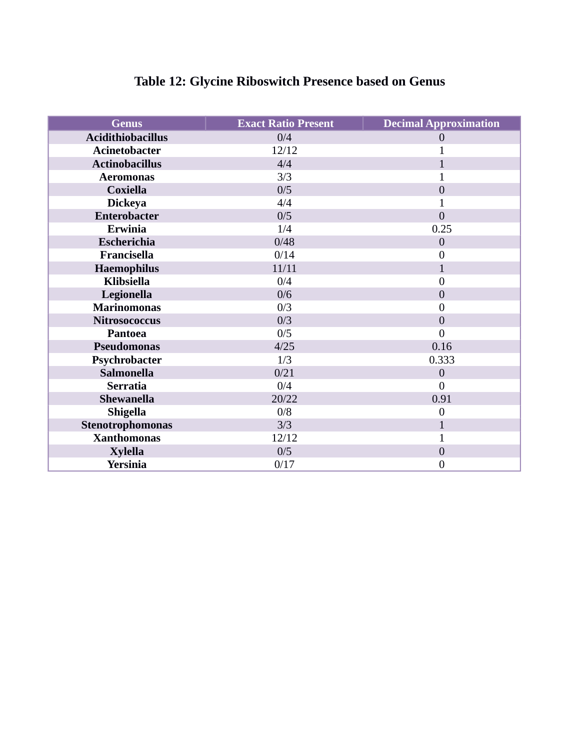# Table 12: Glycine Riboswitch Presence based on Genus

| Genus | Exact Ratio Present | Decimal Approximation |
|---|---|---|
| **Acidithiobacillus** | 0/4 | 0 |
| **Acinetobacter** | 12/12 | 1 |
| **Actinobacillus** | 4/4 | 1 |
| **Aeromonas** | 3/3 | 1 |
| **Coxiella** | 0/5 | 0 |
| **Dickeya** | 4/4 | 1 |
| **Enterobacter** | 0/5 | 0 |
| **Erwinia** | 1/4 | 0.25 |
| **Escherichia** | 0/48 | 0 |
| **Francisella** | 0/14 | 0 |
| **Haemophilus** | 11/11 | 1 |
| **Klibsiella** | 0/4 | 0 |
| **Legionella** | 0/6 | 0 |
| **Marinomonas** | 0/3 | 0 |
| **Nitrosococcus** | 0/3 | 0 |
| **Pantoea** | 0/5 | 0 |
| **Pseudomonas** | 4/25 | 0.16 |
| **Psychrobacter** | 1/3 | 0.333 |
| **Salmonella** | 0/21 | 0 |
| **Serratia** | 0/4 | 0 |
| **Shewanella** | 20/22 | 0.91 |
| **Shigella** | 0/8 | 0 |
| **Stenotrophomonas** | 3/3 | 1 |
| **Xanthomonas** | 12/12 | 1 |
| **Xylella** | 0/5 | 0 |
| **Yersinia** | 0/17 | 0 |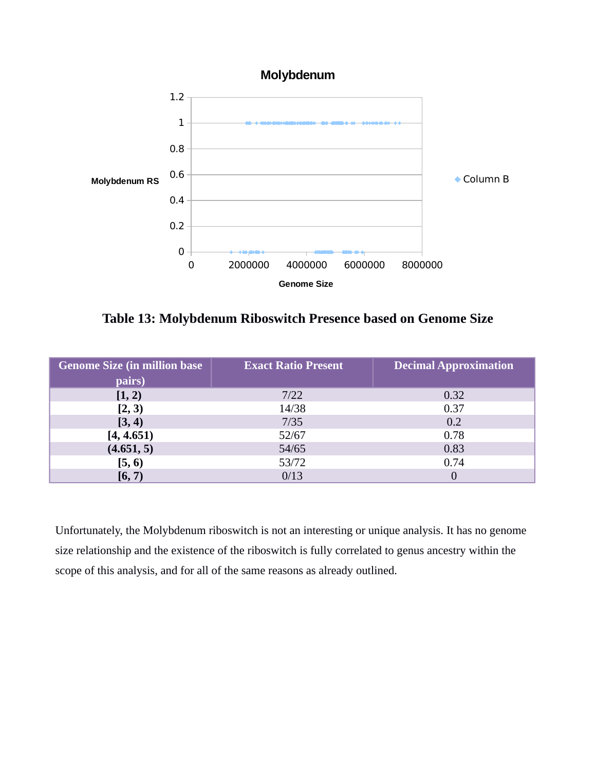### Table 13: Molybdenum Riboswitch Presence based on Genome Size

| Genome Size (in million base pairs) | Exact Ratio Present | Decimal Approximation |
|---|---|---|
| **[1, 2)** | 7/22 | 0.32 |
| **[2, 3)** | 14/38 | 0.37 |
| **[3, 4)** | 7/35 | 0.2 |
| **[4, 4.651)** | 52/67 | 0.78 |
| **(4.651, 5)** | 54/65 | 0.83 |
| **[5, 6)** | 53/72 | 0.74 |
| **[6, 7)** | 0/13 | 0 |

Unfortunately, the Molybdenum riboswitch is not an interesting or unique analysis. It has no genome size relationship and the existence of the riboswitch is fully correlated to genus ancestry within the scope of this analysis, and for all of the same reasons as already outlined.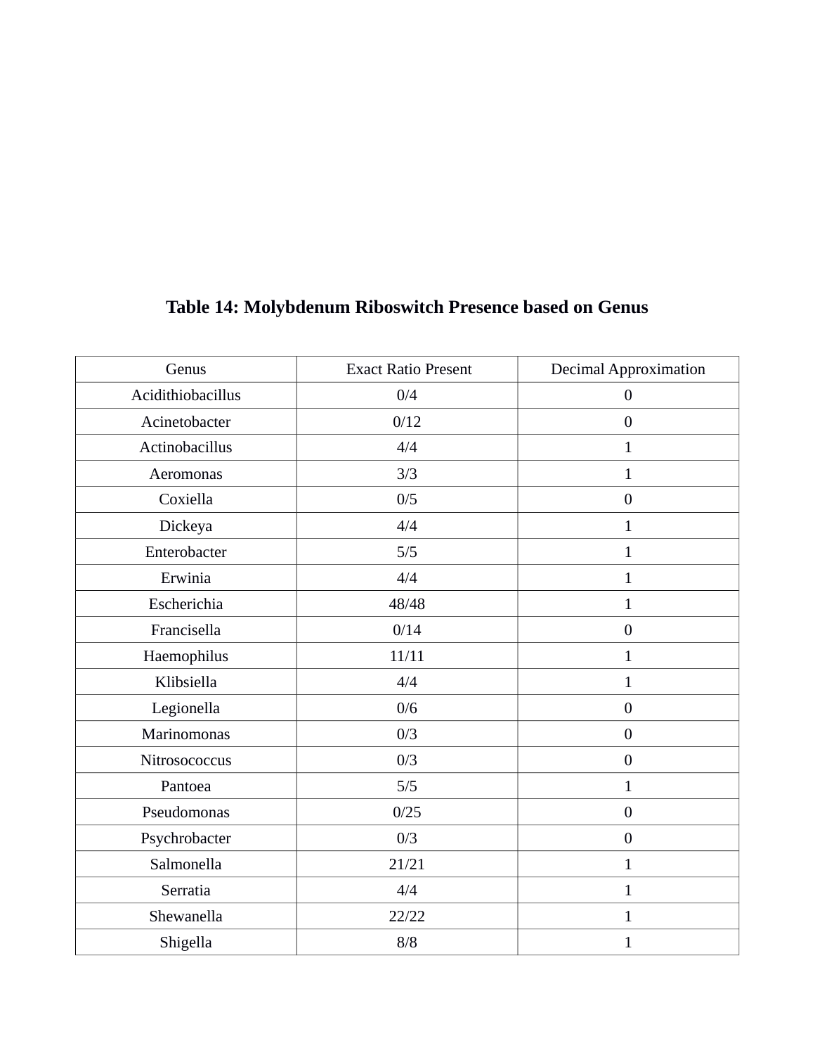**Table 14: Molybdenum Riboswitch Presence based on Genus**

| Genus | Exact Ratio Present | Decimal Approximation |
|---|---|---|
| Acidithiobacillus | 0/4 | 0 |
| Acinetobacter | 0/12 | 0 |
| Actinobacillus | 4/4 | 1 |
| Aeromonas | 3/3 | 1 |
| Coxiella | 0/5 | 0 |
| Dickeya | 4/4 | 1 |
| Enterobacter | 5/5 | 1 |
| Erwinia | 4/4 | 1 |
| Escherichia | 48/48 | 1 |
| Francisella | 0/14 | 0 |
| Haemophilus | 11/11 | 1 |
| Klibsiella | 4/4 | 1 |
| Legionella | 0/6 | 0 |
| Marinomonas | 0/3 | 0 |
| Nitrosococcus | 0/3 | 0 |
| Pantoea | 5/5 | 1 |
| Pseudomonas | 0/25 | 0 |
| Psychrobacter | 0/3 | 0 |
| Salmonella | 21/21 | 1 |
| Serratia | 4/4 | 1 |
| Shewanella | 22/22 | 1 |
| Shigella | 8/8 | 1 |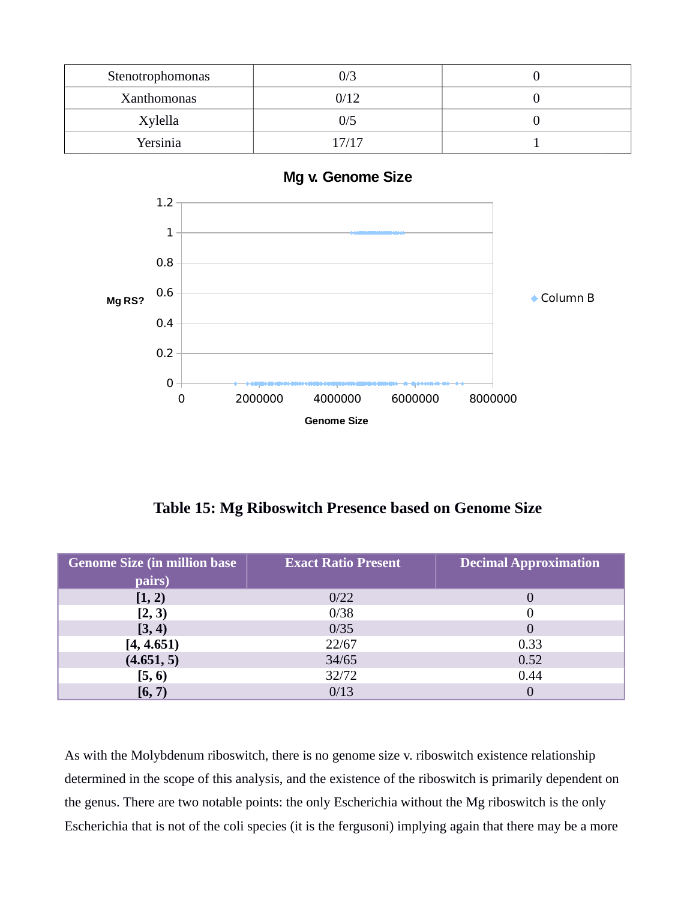| Stenotrophomonas | 0/3 | 0 |
|---|---|---|
| Xanthomonas | 0/12 | 0 |
| Xylella | 0/5 | 0 |
| Yersinia | 17/17 | 1 |

**Table 15: Mg Riboswitch Presence based on Genome Size**

| Genome Size (in million base pairs) | Exact Ratio Present | Decimal Approximation |
|---|---|---|
| **[1, 2)** | 0/22 | 0 |
| **[2, 3)** | 0/38 | 0 |
| **[3, 4)** | 0/35 | 0 |
| **[4, 4.651)** | 22/67 | 0.33 |
| **(4.651, 5)** | 34/65 | 0.52 |
| **[5, 6)** | 32/72 | 0.44 |
| **[6, 7)** | 0/13 | 0 |

As with the Molybdenum riboswitch, there is no genome size v. riboswitch existence relationship determined in the scope of this analysis, and the existence of the riboswitch is primarily dependent on the genus. There are two notable points: the only Escherichia without the Mg riboswitch is the only Escherichia that is not of the coli species (it is the fergusoni) implying again that there may be a more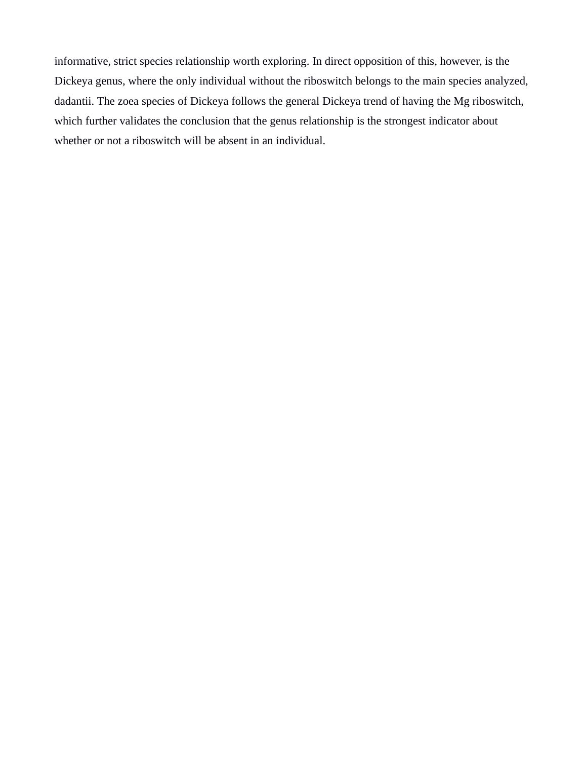informative, strict species relationship worth exploring. In direct opposition of this, however, is the Dickeya genus, where the only individual without the riboswitch belongs to the main species analyzed, dadantii. The zoea species of Dickeya follows the general Dickeya trend of having the Mg riboswitch, which further validates the conclusion that the genus relationship is the strongest indicator about whether or not a riboswitch will be absent in an individual.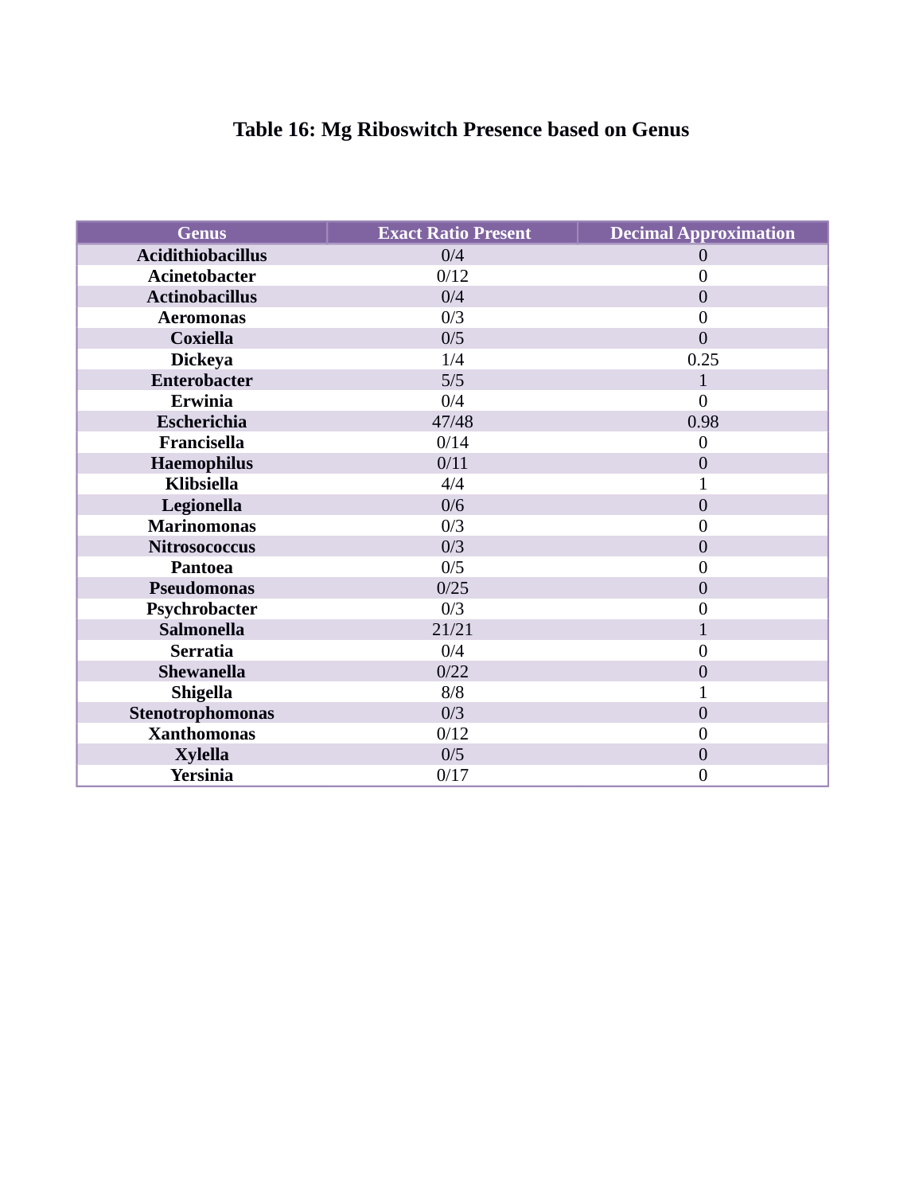# Table 16: Mg Riboswitch Presence based on Genus

| Genus | Exact Ratio Present | Decimal Approximation |
|---|---|---|
| **Acidithiobacillus** | 0/4 | 0 |
| **Acinetobacter** | 0/12 | 0 |
| **Actinobacillus** | 0/4 | 0 |
| **Aeromonas** | 0/3 | 0 |
| **Coxiella** | 0/5 | 0 |
| **Dickeya** | 1/4 | 0.25 |
| **Enterobacter** | 5/5 | 1 |
| **Erwinia** | 0/4 | 0 |
| **Escherichia** | 47/48 | 0.98 |
| **Francisella** | 0/14 | 0 |
| **Haemophilus** | 0/11 | 0 |
| **Klibsiella** | 4/4 | 1 |
| **Legionella** | 0/6 | 0 |
| **Marinomonas** | 0/3 | 0 |
| **Nitrosococcus** | 0/3 | 0 |
| **Pantoea** | 0/5 | 0 |
| **Pseudomonas** | 0/25 | 0 |
| **Psychrobacter** | 0/3 | 0 |
| **Salmonella** | 21/21 | 1 |
| **Serratia** | 0/4 | 0 |
| **Shewanella** | 0/22 | 0 |
| **Shigella** | 8/8 | 1 |
| **Stenotrophomonas** | 0/3 | 0 |
| **Xanthomonas** | 0/12 | 0 |
| **Xylella** | 0/5 | 0 |
| **Yersinia** | 0/17 | 0 |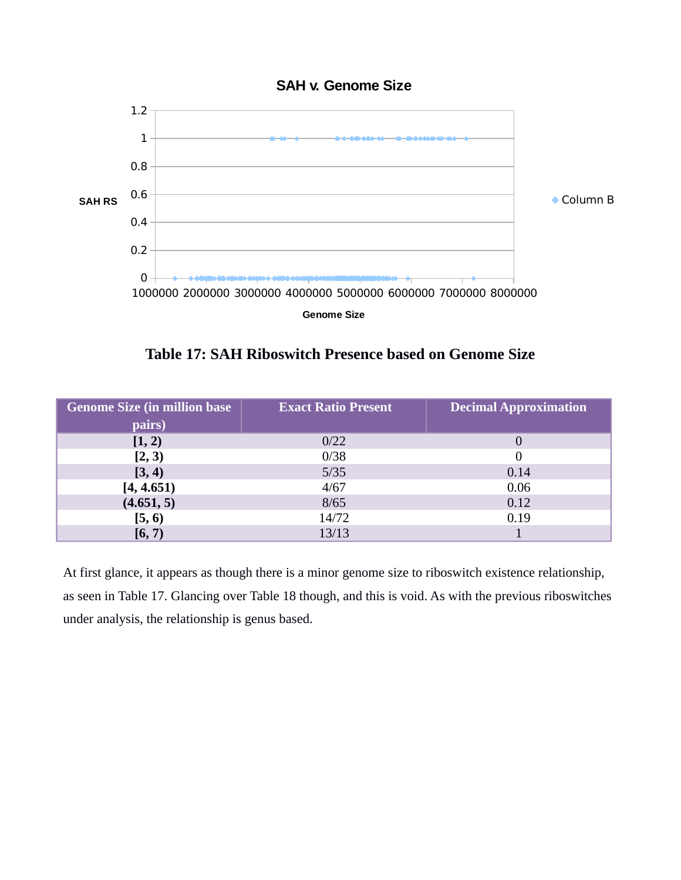**Table 17: SAH Riboswitch Presence based on Genome Size**

| Genome Size (in million base pairs) | Exact Ratio Present | Decimal Approximation |
|---|---|---|
| **[1, 2)** | 0/22 | 0 |
| **[2, 3)** | 0/38 | 0 |
| **[3, 4)** | 5/35 | 0.14 |
| **[4, 4.651)** | 4/67 | 0.06 |
| **(4.651, 5)** | 8/65 | 0.12 |
| **[5, 6)** | 14/72 | 0.19 |
| **[6, 7)** | 13/13 | 1 |

At first glance, it appears as though there is a minor genome size to riboswitch existence relationship, as seen in Table 17. Glancing over Table 18 though, and this is void. As with the previous riboswitches under analysis, the relationship is genus based.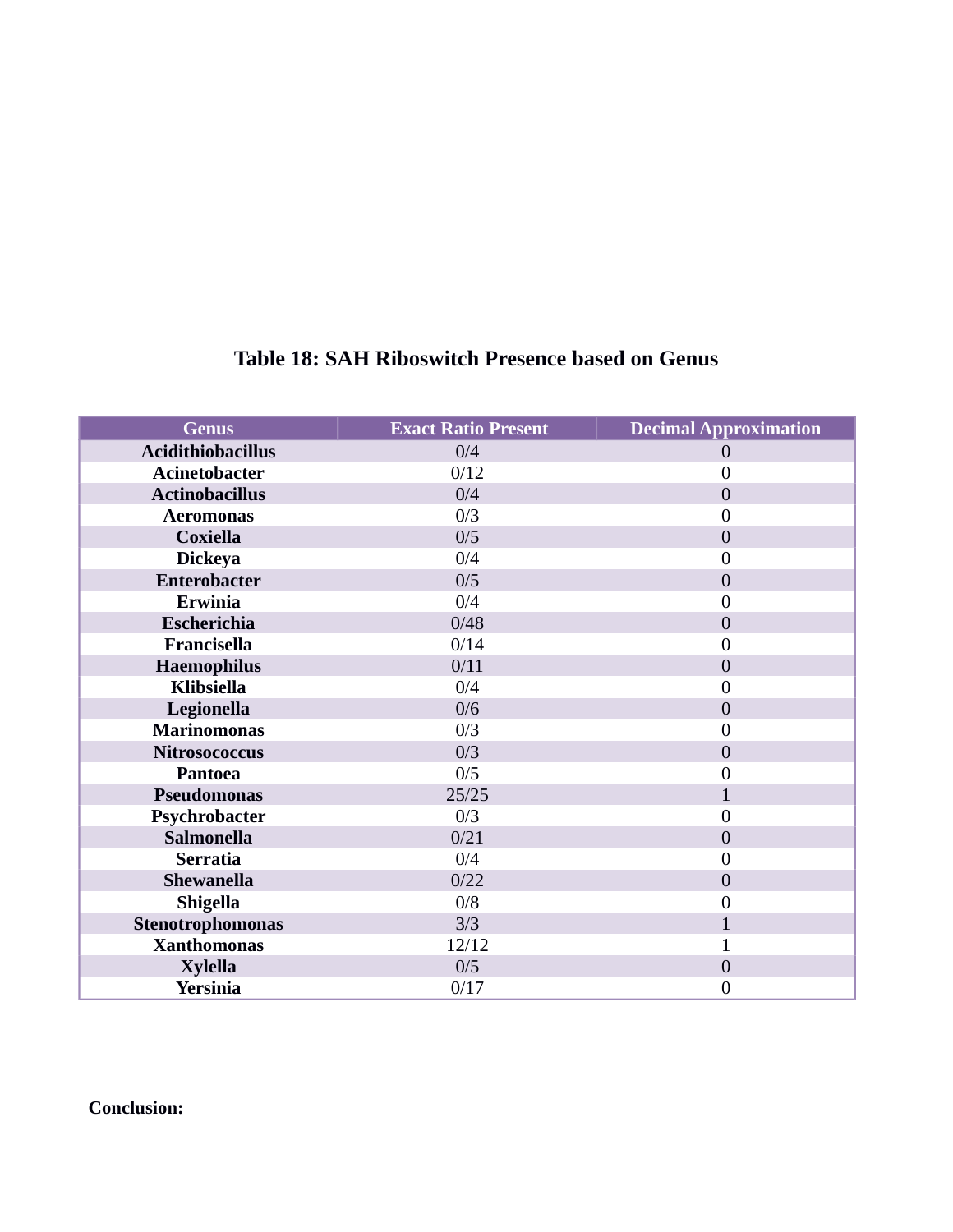**Table 18: SAH Riboswitch Presence based on Genus**

| Genus | Exact Ratio Present | Decimal Approximation |
|---|---|---|
| **Acidithiobacillus** | 0/4 | 0 |
| **Acinetobacter** | 0/12 | 0 |
| **Actinobacillus** | 0/4 | 0 |
| **Aeromonas** | 0/3 | 0 |
| **Coxiella** | 0/5 | 0 |
| **Dickeya** | 0/4 | 0 |
| **Enterobacter** | 0/5 | 0 |
| **Erwinia** | 0/4 | 0 |
| **Escherichia** | 0/48 | 0 |
| **Francisella** | 0/14 | 0 |
| **Haemophilus** | 0/11 | 0 |
| **Klibsiella** | 0/4 | 0 |
| **Legionella** | 0/6 | 0 |
| **Marinomonas** | 0/3 | 0 |
| **Nitrosococcus** | 0/3 | 0 |
| **Pantoea** | 0/5 | 0 |
| **Pseudomonas** | 25/25 | 1 |
| **Psychrobacter** | 0/3 | 0 |
| **Salmonella** | 0/21 | 0 |
| **Serratia** | 0/4 | 0 |
| **Shewanella** | 0/22 | 0 |
| **Shigella** | 0/8 | 0 |
| **Stenotrophomonas** | 3/3 | 1 |
| **Xanthomonas** | 12/12 | 1 |
| **Xylella** | 0/5 | 0 |
| **Yersinia** | 0/17 | 0 |

**Conclusion:**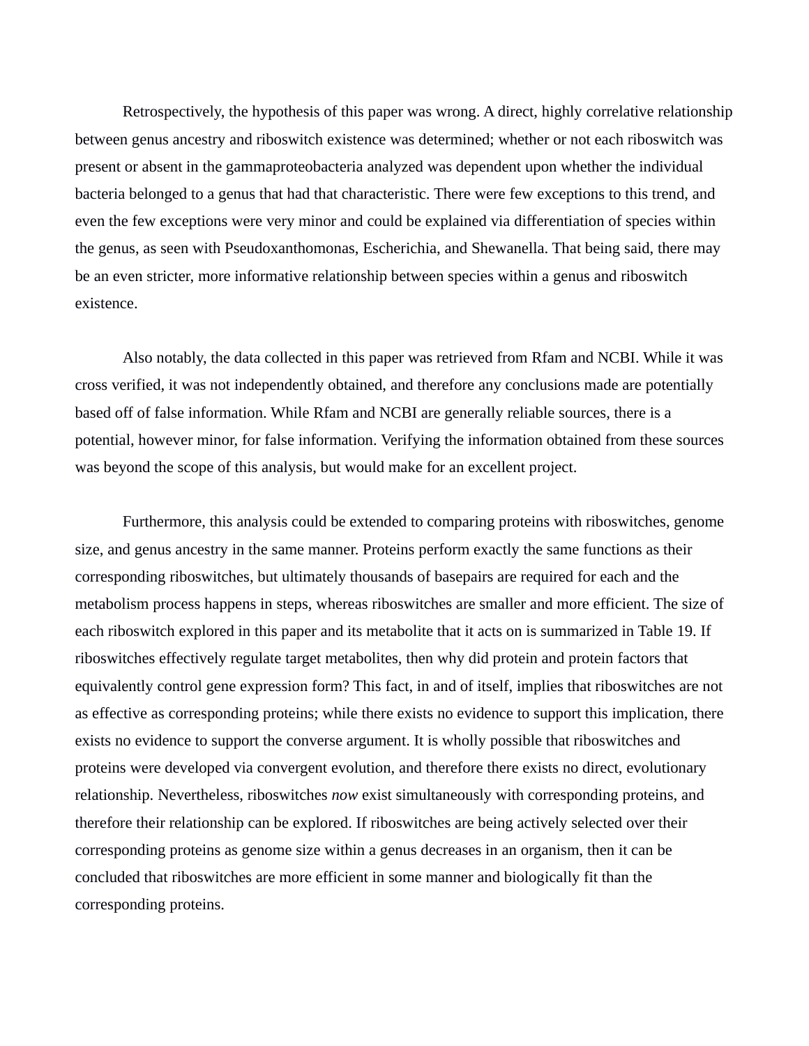Retrospectively, the hypothesis of this paper was wrong. A direct, highly correlative relationship between genus ancestry and riboswitch existence was determined; whether or not each riboswitch was present or absent in the gammaproteobacteria analyzed was dependent upon whether the individual bacteria belonged to a genus that had that characteristic. There were few exceptions to this trend, and even the few exceptions were very minor and could be explained via differentiation of species within the genus, as seen with Pseudoxanthomonas, Escherichia, and Shewanella. That being said, there may be an even stricter, more informative relationship between species within a genus and riboswitch existence.

Also notably, the data collected in this paper was retrieved from Rfam and NCBI. While it was cross verified, it was not independently obtained, and therefore any conclusions made are potentially based off of false information. While Rfam and NCBI are generally reliable sources, there is a potential, however minor, for false information. Verifying the information obtained from these sources was beyond the scope of this analysis, but would make for an excellent project.

Furthermore, this analysis could be extended to comparing proteins with riboswitches, genome size, and genus ancestry in the same manner. Proteins perform exactly the same functions as their corresponding riboswitches, but ultimately thousands of basepairs are required for each and the metabolism process happens in steps, whereas riboswitches are smaller and more efficient. The size of each riboswitch explored in this paper and its metabolite that it acts on is summarized in Table 19. If riboswitches effectively regulate target metabolites, then why did protein and protein factors that equivalently control gene expression form? This fact, in and of itself, implies that riboswitches are not as effective as corresponding proteins; while there exists no evidence to support this implication, there exists no evidence to support the converse argument. It is wholly possible that riboswitches and proteins were developed via convergent evolution, and therefore there exists no direct, evolutionary relationship. Nevertheless, riboswitches *now* exist simultaneously with corresponding proteins, and therefore their relationship can be explored. If riboswitches are being actively selected over their corresponding proteins as genome size within a genus decreases in an organism, then it can be concluded that riboswitches are more efficient in some manner and biologically fit than the corresponding proteins.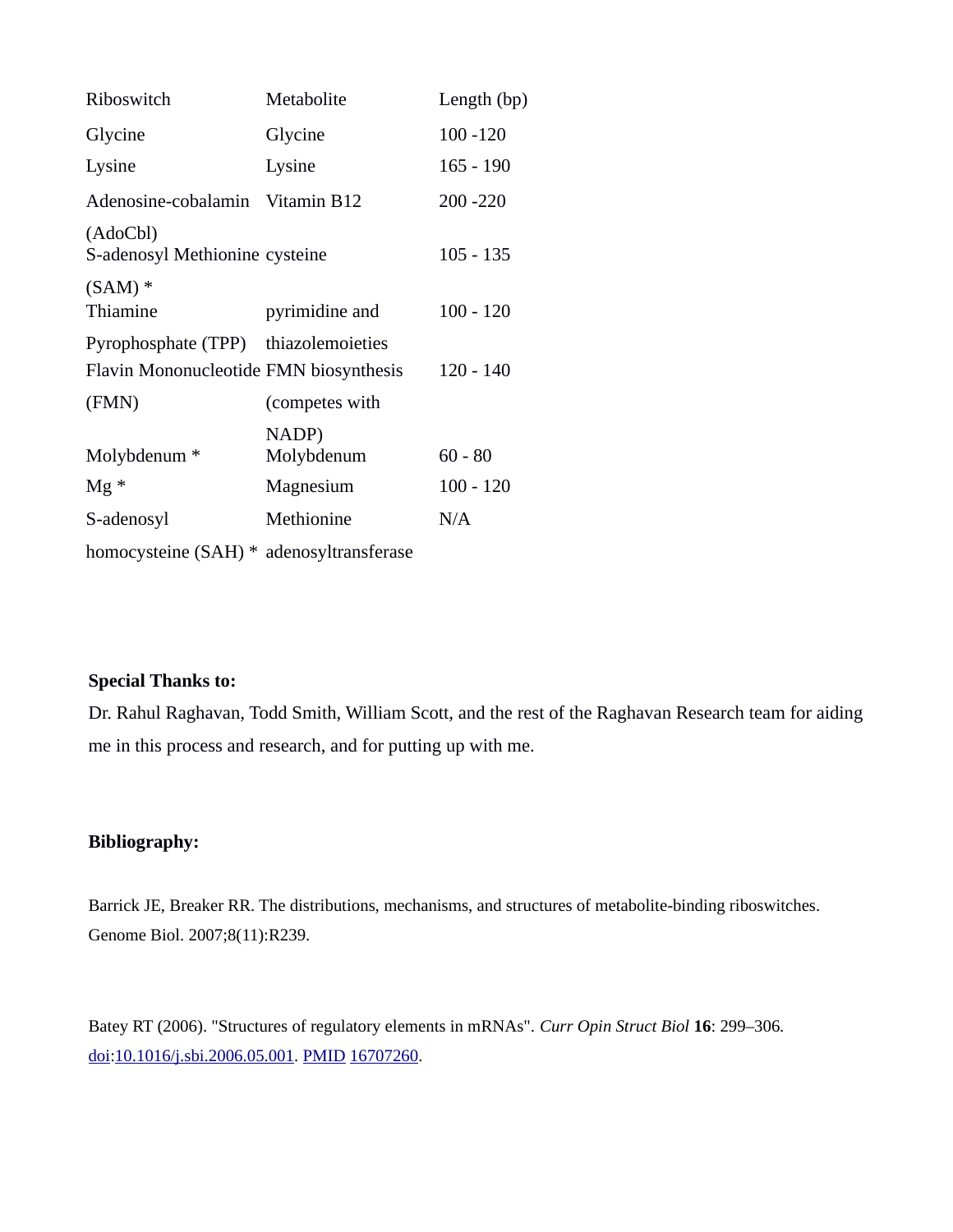| Riboswitch | Metabolite | Length (bp) |
|---|---|---|
| Glycine | Glycine | 100 -120 |
| Lysine | Lysine | 165 - 190 |
| Adenosine-cobalamin (AdoCbl) | Vitamin B12 | 200 -220 |
| S-adenosyl Methionine (SAM) * | cysteine | 105 - 135 |
| Thiamine Pyrophosphate (TPP) | pyrimidine and thiazolemoieties | 100 - 120 |
| Flavin Mononucleotide (FMN) | FMN biosynthesis (competes with NADP) | 120 - 140 |
| Molybdenum * | Molybdenum | 60 - 80 |
| Mg * | Magnesium | 100 - 120 |
| S-adenosyl homocysteine (SAH) * | Methionine adenosyltransferase | N/A |

**Special Thanks to:**

Dr. Rahul Raghavan, Todd Smith, William Scott, and the rest of the Raghavan Research team for aiding me in this process and research, and for putting up with me.

**Bibliography:**

Barrick JE, Breaker RR. The distributions, mechanisms, and structures of metabolite-binding riboswitches. Genome Biol. 2007;8(11):R239.

Batey RT (2006). "Structures of regulatory elements in mRNAs". *Curr Opin Struct Biol* **16**: 299–306. doi:10.1016/j.sbi.2006.05.001. PMID 16707260.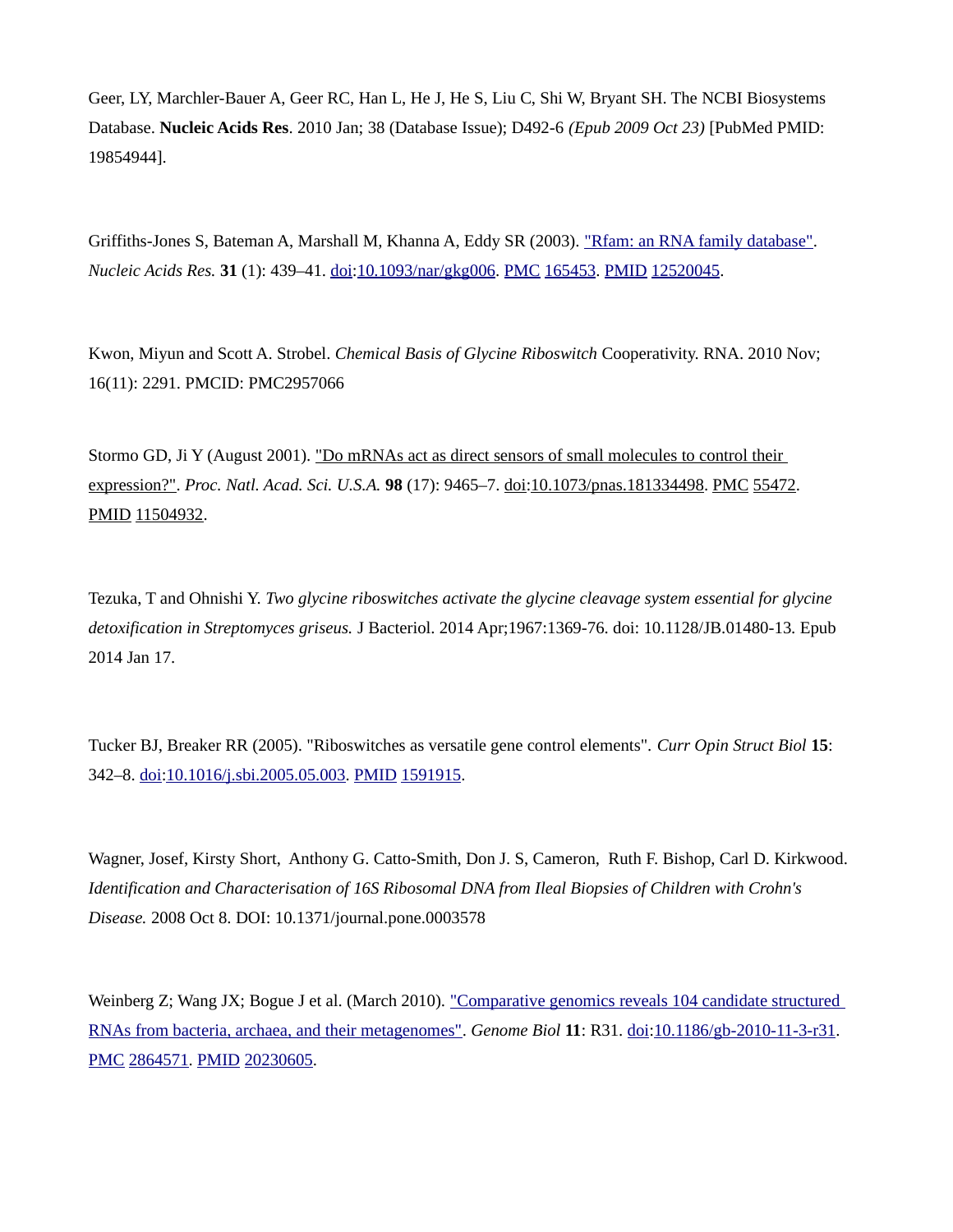Geer, LY, Marchler-Bauer A, Geer RC, Han L, He J, He S, Liu C, Shi W, Bryant SH. The NCBI Biosystems Database. **Nucleic Acids Res**. 2010 Jan; 38 (Database Issue); D492-6 *(Epub 2009 Oct 23)* [PubMed PMID: 19854944].

Griffiths-Jones S, Bateman A, Marshall M, Khanna A, Eddy SR (2003). "Rfam: an RNA family database". *Nucleic Acids Res.* **31** (1): 439–41. doi:10.1093/nar/gkg006. PMC 165453. PMID 12520045.

Kwon, Miyun and Scott A. Strobel. *Chemical Basis of Glycine Riboswitch* Cooperativity. RNA. 2010 Nov; 16(11): 2291. PMCID: PMC2957066

Stormo GD, Ji Y (August 2001). "Do mRNAs act as direct sensors of small molecules to control their expression?". *Proc. Natl. Acad. Sci. U.S.A.* **98** (17): 9465–7. doi:10.1073/pnas.181334498. PMC 55472. PMID 11504932.

Tezuka, T and Ohnishi Y. *Two glycine riboswitches activate the glycine cleavage system essential for glycine detoxification in Streptomyces griseus.* J Bacteriol. 2014 Apr;1967:1369-76. doi: 10.1128/JB.01480-13. Epub 2014 Jan 17.

Tucker BJ, Breaker RR (2005). "Riboswitches as versatile gene control elements". *Curr Opin Struct Biol* **15**: 342–8. doi:10.1016/j.sbi.2005.05.003. PMID 1591915.

Wagner, Josef, Kirsty Short, Anthony G. Catto-Smith, Don J. S, Cameron, Ruth F. Bishop, Carl D. Kirkwood. *Identification and Characterisation of 16S Ribosomal DNA from Ileal Biopsies of Children with Crohn's Disease.* 2008 Oct 8. DOI: 10.1371/journal.pone.0003578

Weinberg Z; Wang JX; Bogue J et al. (March 2010). "Comparative genomics reveals 104 candidate structured RNAs from bacteria, archaea, and their metagenomes". *Genome Biol* **11**: R31. doi:10.1186/gb-2010-11-3-r31. PMC 2864571. PMID 20230605.